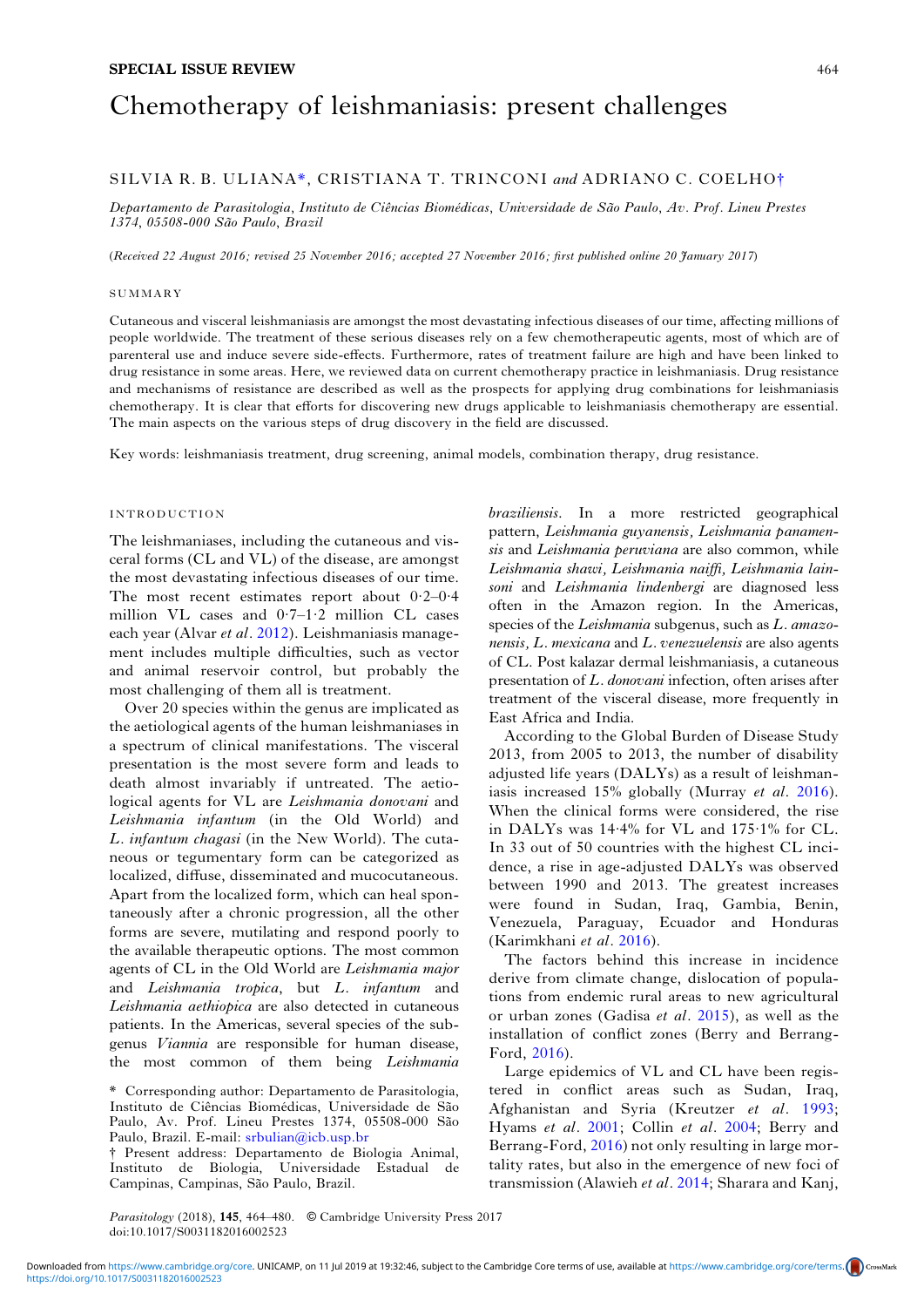**SPECIAL ISSUE REVIEW**

# Chemotherapy of leishmaniasis: present challenges

SILVIA R. B. ULIANA*, CRISTIANA T. TRINCONI and ADRIANO C. COELHO†

*Departamento de Parasitologia, Instituto de Ciências Biomédicas, Universidade de São Paulo, Av. Prof. Lineu Prestes 1374, 05508-000 São Paulo, Brazil*

(*Received 22 August 2016; revised 25 November 2016; accepted 27 November 2016; first published online 20 January 2017*)

## SUMMARY

Cutaneous and visceral leishmaniasis are amongst the most devastating infectious diseases of our time, affecting millions of people worldwide. The treatment of these serious diseases rely on a few chemotherapeutic agents, most of which are of parenteral use and induce severe side-effects. Furthermore, rates of treatment failure are high and have been linked to drug resistance in some areas. Here, we reviewed data on current chemotherapy practice in leishmaniasis. Drug resistance and mechanisms of resistance are described as well as the prospects for applying drug combinations for leishmaniasis chemotherapy. It is clear that efforts for discovering new drugs applicable to leishmaniasis chemotherapy are essential. The main aspects on the various steps of drug discovery in the field are discussed.

Key words: leishmaniasis treatment, drug screening, animal models, combination therapy, drug resistance.

## INTRODUCTION

The leishmaniases, including the cutaneous and visceral forms (CL and VL) of the disease, are amongst the most devastating infectious diseases of our time. The most recent estimates report about 0·2–0·4 million VL cases and 0·7–1·2 million CL cases each year (Alvar *et al*. 2012). Leishmaniasis management includes multiple difficulties, such as vector and animal reservoir control, but probably the most challenging of them all is treatment.

Over 20 species within the genus are implicated as the aetiological agents of the human leishmaniases in a spectrum of clinical manifestations. The visceral presentation is the most severe form and leads to death almost invariably if untreated. The aetiological agents for VL are *Leishmania donovani* and *Leishmania infantum* (in the Old World) and *L. infantum chagasi* (in the New World). The cutaneous or tegumentary form can be categorized as localized, diffuse, disseminated and mucocutaneous. Apart from the localized form, which can heal spontaneously after a chronic progression, all the other forms are severe, mutilating and respond poorly to the available therapeutic options. The most common agents of CL in the Old World are *Leishmania major* and *Leishmania tropica*, but *L. infantum* and *Leishmania aethiopica* are also detected in cutaneous patients. In the Americas, several species of the subgenus *Viannia* are responsible for human disease, the most common of them being *Leishmania braziliensis*. In a more restricted geographical pattern, *Leishmania guyanensis, Leishmania panamensis* and *Leishmania peruviana* are also common, while *Leishmania shawi, Leishmania naiffi, Leishmania lainsoni* and *Leishmania lindenbergi* are diagnosed less often in the Amazon region. In the Americas, species of the *Leishmania* subgenus, such as *L. amazonensis, L. mexicana* and *L. venezuelensis* are also agents of CL. Post kalazar dermal leishmaniasis, a cutaneous presentation of *L. donovani* infection, often arises after treatment of the visceral disease, more frequently in East Africa and India.

According to the Global Burden of Disease Study 2013, from 2005 to 2013, the number of disability adjusted life years (DALYs) as a result of leishmaniasis increased 15% globally (Murray *et al*. 2016). When the clinical forms were considered, the rise in DALYs was 14·4% for VL and 175·1% for CL. In 33 out of 50 countries with the highest CL incidence, a rise in age-adjusted DALYs was observed between 1990 and 2013. The greatest increases were found in Sudan, Iraq, Gambia, Benin, Venezuela, Paraguay, Ecuador and Honduras (Karimkhani *et al*. 2016).

The factors behind this increase in incidence derive from climate change, dislocation of populations from endemic rural areas to new agricultural or urban zones (Gadisa *et al*. 2015), as well as the installation of conflict zones (Berry and Berrang-Ford, 2016).

Large epidemics of VL and CL have been registered in conflict areas such as Sudan, Iraq, Afghanistan and Syria (Kreutzer *et al*. 1993; Hyams *et al*. 2001; Collin *et al*. 2004; Berry and Berrang-Ford, 2016) not only resulting in large mortality rates, but also in the emergence of new foci of transmission (Alawieh *et al*. 2014; Sharara and Kanj,

\* Corresponding author: Departamento de Parasitologia, Instituto de Ciências Biomédicas, Universidade de São Paulo, Av. Prof. Lineu Prestes 1374, 05508-000 São Paulo, Brazil. E-mail: srbulian@icb.usp.br

† Present address: Departamento de Biologia Animal, Instituto de Biologia, Universidade Estadual de Campinas, Campinas, São Paulo, Brazil.

*Parasitology* (2018), **145**, 464–480. © Cambridge University Press 2017
doi:10.1017/S0031182016002523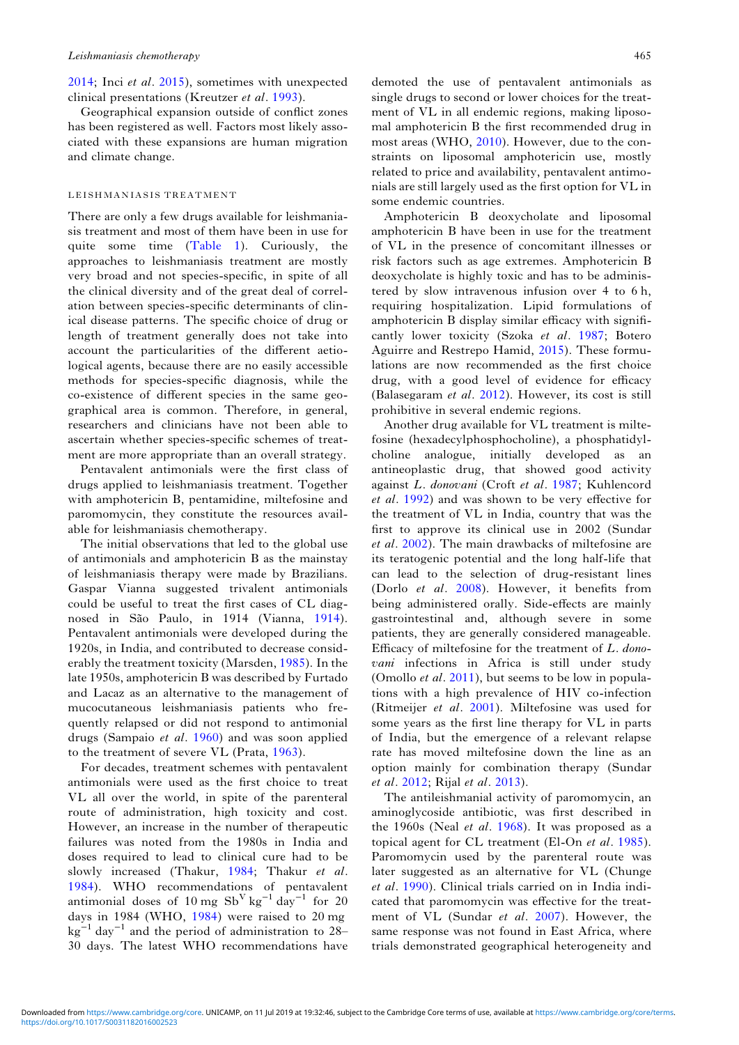2014; Inci *et al*. 2015), sometimes with unexpected clinical presentations (Kreutzer *et al*. 1993).

Geographical expansion outside of conflict zones has been registered as well. Factors most likely associated with these expansions are human migration and climate change.

## LEISHMANIASIS TREATMENT

There are only a few drugs available for leishmaniasis treatment and most of them have been in use for quite some time (Table 1). Curiously, the approaches to leishmaniasis treatment are mostly very broad and not species-specific, in spite of all the clinical diversity and of the great deal of correlation between species-specific determinants of clinical disease patterns. The specific choice of drug or length of treatment generally does not take into account the particularities of the different aetiological agents, because there are no easily accessible methods for species-specific diagnosis, while the co-existence of different species in the same geographical area is common. Therefore, in general, researchers and clinicians have not been able to ascertain whether species-specific schemes of treatment are more appropriate than an overall strategy.

Pentavalent antimonials were the first class of drugs applied to leishmaniasis treatment. Together with amphotericin B, pentamidine, miltefosine and paromomycin, they constitute the resources available for leishmaniasis chemotherapy.

The initial observations that led to the global use of antimonials and amphotericin B as the mainstay of leishmaniasis therapy were made by Brazilians. Gaspar Vianna suggested trivalent antimonials could be useful to treat the first cases of CL diagnosed in São Paulo, in 1914 (Vianna, 1914). Pentavalent antimonials were developed during the 1920s, in India, and contributed to decrease considerably the treatment toxicity (Marsden, 1985). In the late 1950s, amphotericin B was described by Furtado and Lacaz as an alternative to the management of mucocutaneous leishmaniasis patients who frequently relapsed or did not respond to antimonial drugs (Sampaio *et al*. 1960) and was soon applied to the treatment of severe VL (Prata, 1963).

For decades, treatment schemes with pentavalent antimonials were used as the first choice to treat VL all over the world, in spite of the parenteral route of administration, high toxicity and cost. However, an increase in the number of therapeutic failures was noted from the 1980s in India and doses required to lead to clinical cure had to be slowly increased (Thakur, 1984; Thakur *et al*. 1984). WHO recommendations of pentavalent antimonial doses of 10 mg $Sb^{V}$ $kg^{-1}$ $day^{-1}$ for 20 days in 1984 (WHO, 1984) were raised to 20 mg $kg^{-1}$ $day^{-1}$ and the period of administration to 28–30 days. The latest WHO recommendations have demoted the use of pentavalent antimonials as single drugs to second or lower choices for the treatment of VL in all endemic regions, making liposomal amphotericin B the first recommended drug in most areas (WHO, 2010). However, due to the constraints on liposomal amphotericin use, mostly related to price and availability, pentavalent antimonials are still largely used as the first option for VL in some endemic countries.

Amphotericin B deoxycholate and liposomal amphotericin B have been in use for the treatment of VL in the presence of concomitant illnesses or risk factors such as age extremes. Amphotericin B deoxycholate is highly toxic and has to be administered by slow intravenous infusion over 4 to 6 h, requiring hospitalization. Lipid formulations of amphotericin B display similar efficacy with significantly lower toxicity (Szoka *et al*. 1987; Botero Aguirre and Restrepo Hamid, 2015). These formulations are now recommended as the first choice drug, with a good level of evidence for efficacy (Balasegaram *et al*. 2012). However, its cost is still prohibitive in several endemic regions.

Another drug available for VL treatment is miltefosine (hexadecylphosphocholine), a phosphatidylcholine analogue, initially developed as an antineoplastic drug, that showed good activity against *L. donovani* (Croft *et al*. 1987; Kuhlencord *et al*. 1992) and was shown to be very effective for the treatment of VL in India, country that was the first to approve its clinical use in 2002 (Sundar *et al*. 2002). The main drawbacks of miltefosine are its teratogenic potential and the long half-life that can lead to the selection of drug-resistant lines (Dorlo *et al*. 2008). However, it benefits from being administered orally. Side-effects are mainly gastrointestinal and, although severe in some patients, they are generally considered manageable. Efficacy of miltefosine for the treatment of *L. donovani* infections in Africa is still under study (Omollo *et al*. 2011), but seems to be low in populations with a high prevalence of HIV co-infection (Ritmeijer *et al*. 2001). Miltefosine was used for some years as the first line therapy for VL in parts of India, but the emergence of a relevant relapse rate has moved miltefosine down the line as an option mainly for combination therapy (Sundar *et al*. 2012; Rijal *et al*. 2013).

The antileishmanial activity of paromomycin, an aminoglycoside antibiotic, was first described in the 1960s (Neal *et al*. 1968). It was proposed as a topical agent for CL treatment (El-On *et al*. 1985). Paromomycin used by the parenteral route was later suggested as an alternative for VL (Chunge *et al*. 1990). Clinical trials carried on in India indicated that paromomycin was effective for the treatment of VL (Sundar *et al*. 2007). However, the same response was not found in East Africa, where trials demonstrated geographical heterogeneity and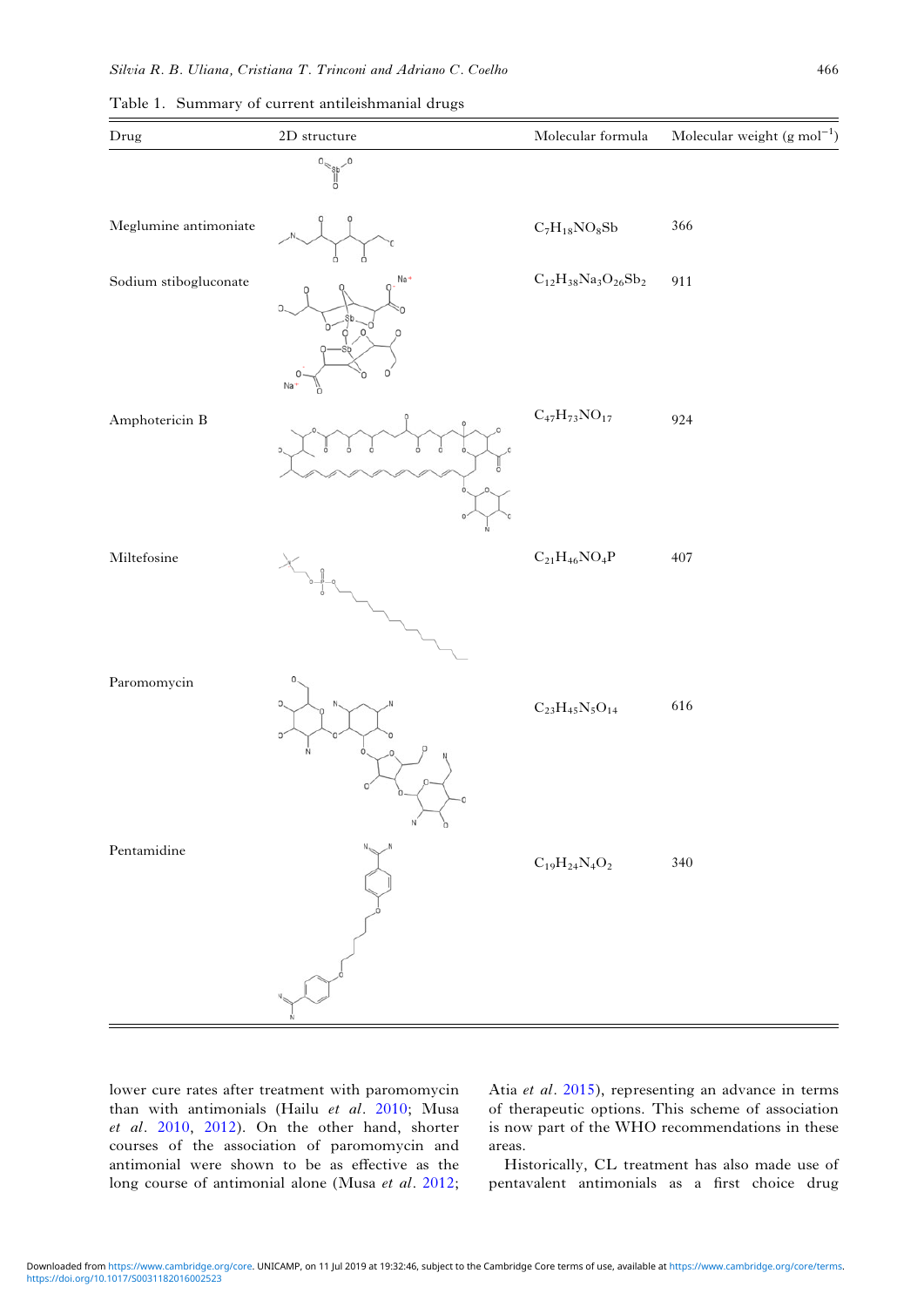Table 1. Summary of current antileishmanial drugs

| Drug | 2D structure | Molecular formula | Molecular weight (g $mol^{-1}$) |
|---|---|---|---|
| Meglumine antimoniate | | $C_7H_{18}NO_8Sb$ | 366 |
| Sodium stibogluconate | | $C_{12}H_{38}Na_3O_{26}Sb_2$ | 911 |
| Amphotericin B | | $C_{47}H_{73}NO_{17}$ | 924 |
| Miltefosine | | $C_{21}H_{46}NO_4P$ | 407 |
| Paromomycin | | $C_{23}H_{45}N_5O_{14}$ | 616 |
| Pentamidine | | $C_{19}H_{24}N_4O_2$ | 340 |

lower cure rates after treatment with paromomycin than with antimonials (Hailu *et al*. 2010; Musa *et al*. 2010, 2012). On the other hand, shorter courses of the association of paromomycin and antimonial were shown to be as effective as the long course of antimonial alone (Musa *et al*. 2012; Atia *et al*. 2015), representing an advance in terms of therapeutic options. This scheme of association is now part of the WHO recommendations in these areas.

Historically, CL treatment has also made use of pentavalent antimonials as a first choice drug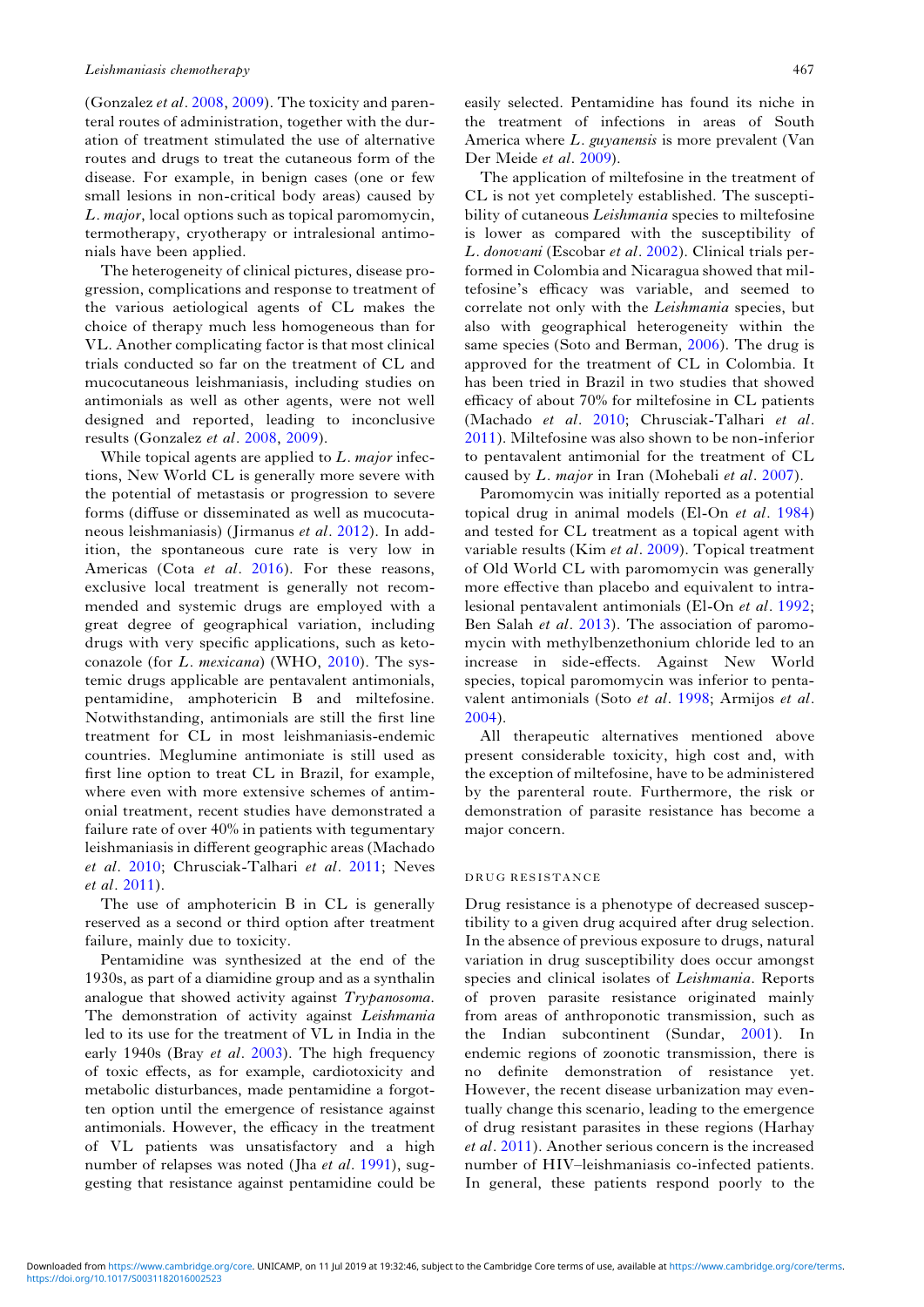(Gonzalez *et al*. 2008, 2009). The toxicity and parenteral routes of administration, together with the duration of treatment stimulated the use of alternative routes and drugs to treat the cutaneous form of the disease. For example, in benign cases (one or few small lesions in non-critical body areas) caused by *L. major*, local options such as topical paromomycin, termotherapy, cryotherapy or intralesional antimonials have been applied.

The heterogeneity of clinical pictures, disease progression, complications and response to treatment of the various aetiological agents of CL makes the choice of therapy much less homogeneous than for VL. Another complicating factor is that most clinical trials conducted so far on the treatment of CL and mucocutaneous leishmaniasis, including studies on antimonials as well as other agents, were not well designed and reported, leading to inconclusive results (Gonzalez *et al*. 2008, 2009).

While topical agents are applied to *L. major* infections, New World CL is generally more severe with the potential of metastasis or progression to severe forms (diffuse or disseminated as well as mucocutaneous leishmaniasis) (Jirmanus *et al*. 2012). In addition, the spontaneous cure rate is very low in Americas (Cota *et al*. 2016). For these reasons, exclusive local treatment is generally not recommended and systemic drugs are employed with a great degree of geographical variation, including drugs with very specific applications, such as ketoconazole (for *L. mexicana*) (WHO, 2010). The systemic drugs applicable are pentavalent antimonials, pentamidine, amphotericin B and miltefosine. Notwithstanding, antimonials are still the first line treatment for CL in most leishmaniasis-endemic countries. Meglumine antimoniate is still used as first line option to treat CL in Brazil, for example, where even with more extensive schemes of antimonial treatment, recent studies have demonstrated a failure rate of over 40% in patients with tegumentary leishmaniasis in different geographic areas (Machado *et al*. 2010; Chrusciak-Talhari *et al*. 2011; Neves *et al*. 2011).

The use of amphotericin B in CL is generally reserved as a second or third option after treatment failure, mainly due to toxicity.

Pentamidine was synthesized at the end of the 1930s, as part of a diamidine group and as a synthalin analogue that showed activity against *Trypanosoma*. The demonstration of activity against *Leishmania* led to its use for the treatment of VL in India in the early 1940s (Bray *et al*. 2003). The high frequency of toxic effects, as for example, cardiotoxicity and metabolic disturbances, made pentamidine a forgotten option until the emergence of resistance against antimonials. However, the efficacy in the treatment of VL patients was unsatisfactory and a high number of relapses was noted (Jha *et al*. 1991), suggesting that resistance against pentamidine could be easily selected. Pentamidine has found its niche in the treatment of infections in areas of South America where *L. guyanensis* is more prevalent (Van Der Meide *et al*. 2009).

The application of miltefosine in the treatment of CL is not yet completely established. The susceptibility of cutaneous *Leishmania* species to miltefosine is lower as compared with the susceptibility of *L. donovani* (Escobar *et al*. 2002). Clinical trials performed in Colombia and Nicaragua showed that miltefosine's efficacy was variable, and seemed to correlate not only with the *Leishmania* species, but also with geographical heterogeneity within the same species (Soto and Berman, 2006). The drug is approved for the treatment of CL in Colombia. It has been tried in Brazil in two studies that showed efficacy of about 70% for miltefosine in CL patients (Machado *et al*. 2010; Chrusciak-Talhari *et al*. 2011). Miltefosine was also shown to be non-inferior to pentavalent antimonial for the treatment of CL caused by *L. major* in Iran (Mohebali *et al*. 2007).

Paromomycin was initially reported as a potential topical drug in animal models (El-On *et al*. 1984) and tested for CL treatment as a topical agent with variable results (Kim *et al*. 2009). Topical treatment of Old World CL with paromomycin was generally more effective than placebo and equivalent to intralesional pentavalent antimonials (El-On *et al*. 1992; Ben Salah *et al*. 2013). The association of paromomycin with methylbenzethonium chloride led to an increase in side-effects. Against New World species, topical paromomycin was inferior to pentavalent antimonials (Soto *et al*. 1998; Armijos *et al*. 2004).

All therapeutic alternatives mentioned above present considerable toxicity, high cost and, with the exception of miltefosine, have to be administered by the parenteral route. Furthermore, the risk or demonstration of parasite resistance has become a major concern.

## DRUG RESISTANCE

Drug resistance is a phenotype of decreased susceptibility to a given drug acquired after drug selection. In the absence of previous exposure to drugs, natural variation in drug susceptibility does occur amongst species and clinical isolates of *Leishmania*. Reports of proven parasite resistance originated mainly from areas of anthroponotic transmission, such as the Indian subcontinent (Sundar, 2001). In endemic regions of zoonotic transmission, there is no definite demonstration of resistance yet. However, the recent disease urbanization may eventually change this scenario, leading to the emergence of drug resistant parasites in these regions (Harhay *et al*. 2011). Another serious concern is the increased number of HIV–leishmaniasis co-infected patients. In general, these patients respond poorly to the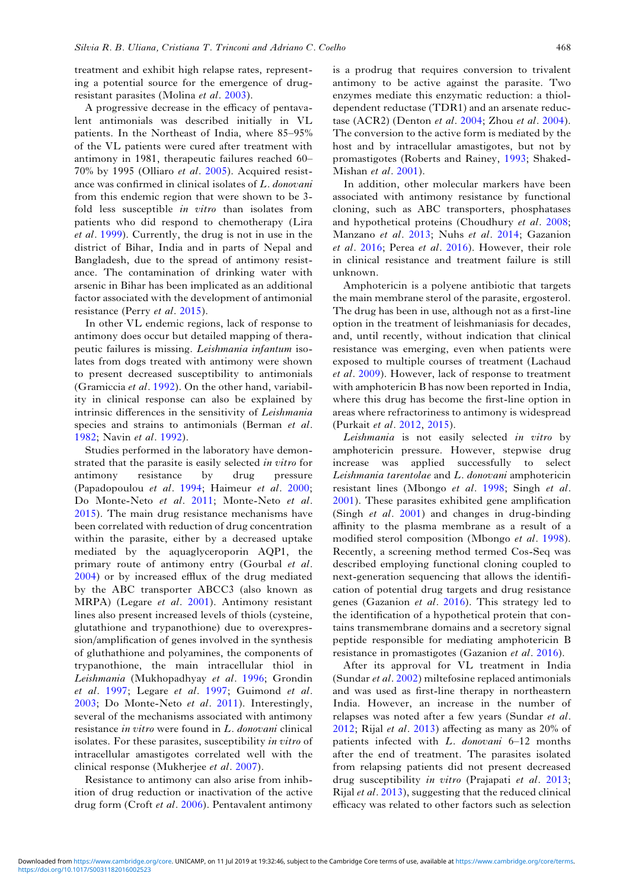treatment and exhibit high relapse rates, representing a potential source for the emergence of drug-resistant parasites (Molina *et al*. 2003).

A progressive decrease in the efficacy of pentavalent antimonials was described initially in VL patients. In the Northeast of India, where 85–95% of the VL patients were cured after treatment with antimony in 1981, therapeutic failures reached 60–70% by 1995 (Olliaro *et al*. 2005). Acquired resistance was confirmed in clinical isolates of *L. donovani* from this endemic region that were shown to be 3-fold less susceptible *in vitro* than isolates from patients who did respond to chemotherapy (Lira *et al*. 1999). Currently, the drug is not in use in the district of Bihar, India and in parts of Nepal and Bangladesh, due to the spread of antimony resistance. The contamination of drinking water with arsenic in Bihar has been implicated as an additional factor associated with the development of antimonial resistance (Perry *et al*. 2015).

In other VL endemic regions, lack of response to antimony does occur but detailed mapping of therapeutic failures is missing. *Leishmania infantum* isolates from dogs treated with antimony were shown to present decreased susceptibility to antimonials (Gramiccia *et al*. 1992). On the other hand, variability in clinical response can also be explained by intrinsic differences in the sensitivity of *Leishmania* species and strains to antimonials (Berman *et al*. 1982; Navin *et al*. 1992).

Studies performed in the laboratory have demonstrated that the parasite is easily selected *in vitro* for antimony resistance by drug pressure (Papadopoulou *et al*. 1994; Haimeur *et al*. 2000; Do Monte-Neto *et al*. 2011; Monte-Neto *et al*. 2015). The main drug resistance mechanisms have been correlated with reduction of drug concentration within the parasite, either by a decreased uptake mediated by the aquaglyceroporin AQP1, the primary route of antimony entry (Gourbal *et al*. 2004) or by increased efflux of the drug mediated by the ABC transporter ABCC3 (also known as MRPA) (Legare *et al*. 2001). Antimony resistant lines also present increased levels of thiols (cysteine, glutathione and trypanothione) due to overexpression/amplification of genes involved in the synthesis of gluthathione and polyamines, the components of trypanothione, the main intracellular thiol in *Leishmania* (Mukhopadhyay *et al*. 1996; Grondin *et al*. 1997; Legare *et al*. 1997; Guimond *et al*. 2003; Do Monte-Neto *et al*. 2011). Interestingly, several of the mechanisms associated with antimony resistance *in vitro* were found in *L. donovani* clinical isolates. For these parasites, susceptibility *in vitro* of intracellular amastigotes correlated well with the clinical response (Mukherjee *et al*. 2007).

Resistance to antimony can also arise from inhibition of drug reduction or inactivation of the active drug form (Croft *et al*. 2006). Pentavalent antimony is a prodrug that requires conversion to trivalent antimony to be active against the parasite. Two enzymes mediate this enzymatic reduction: a thiol-dependent reductase (TDR1) and an arsenate reductase (ACR2) (Denton *et al*. 2004; Zhou *et al*. 2004). The conversion to the active form is mediated by the host and by intracellular amastigotes, but not by promastigotes (Roberts and Rainey, 1993; Shaked-Mishan *et al*. 2001).

In addition, other molecular markers have been associated with antimony resistance by functional cloning, such as ABC transporters, phosphatases and hypothetical proteins (Choudhury *et al*. 2008; Manzano *et al*. 2013; Nuhs *et al*. 2014; Gazanion *et al*. 2016; Perea *et al*. 2016). However, their role in clinical resistance and treatment failure is still unknown.

Amphotericin is a polyene antibiotic that targets the main membrane sterol of the parasite, ergosterol. The drug has been in use, although not as a first-line option in the treatment of leishmaniasis for decades, and, until recently, without indication that clinical resistance was emerging, even when patients were exposed to multiple courses of treatment (Lachaud *et al*. 2009). However, lack of response to treatment with amphotericin B has now been reported in India, where this drug has become the first-line option in areas where refractoriness to antimony is widespread (Purkait *et al*. 2012, 2015).

*Leishmania* is not easily selected *in vitro* by amphotericin pressure. However, stepwise drug increase was applied successfully to select *Leishmania tarentolae* and *L. donovani* amphotericin resistant lines (Mbongo *et al*. 1998; Singh *et al*. 2001). These parasites exhibited gene amplification (Singh *et al*. 2001) and changes in drug-binding affinity to the plasma membrane as a result of a modified sterol composition (Mbongo *et al*. 1998). Recently, a screening method termed Cos-Seq was described employing functional cloning coupled to next-generation sequencing that allows the identification of potential drug targets and drug resistance genes (Gazanion *et al*. 2016). This strategy led to the identification of a hypothetical protein that contains transmembrane domains and a secretory signal peptide responsible for mediating amphotericin B resistance in promastigotes (Gazanion *et al*. 2016).

After its approval for VL treatment in India (Sundar *et al*. 2002) miltefosine replaced antimonials and was used as first-line therapy in northeastern India. However, an increase in the number of relapses was noted after a few years (Sundar *et al*. 2012; Rijal *et al*. 2013) affecting as many as 20% of patients infected with *L. donovani* 6–12 months after the end of treatment. The parasites isolated from relapsing patients did not present decreased drug susceptibility *in vitro* (Prajapati *et al*. 2013; Rijal *et al*. 2013), suggesting that the reduced clinical efficacy was related to other factors such as selection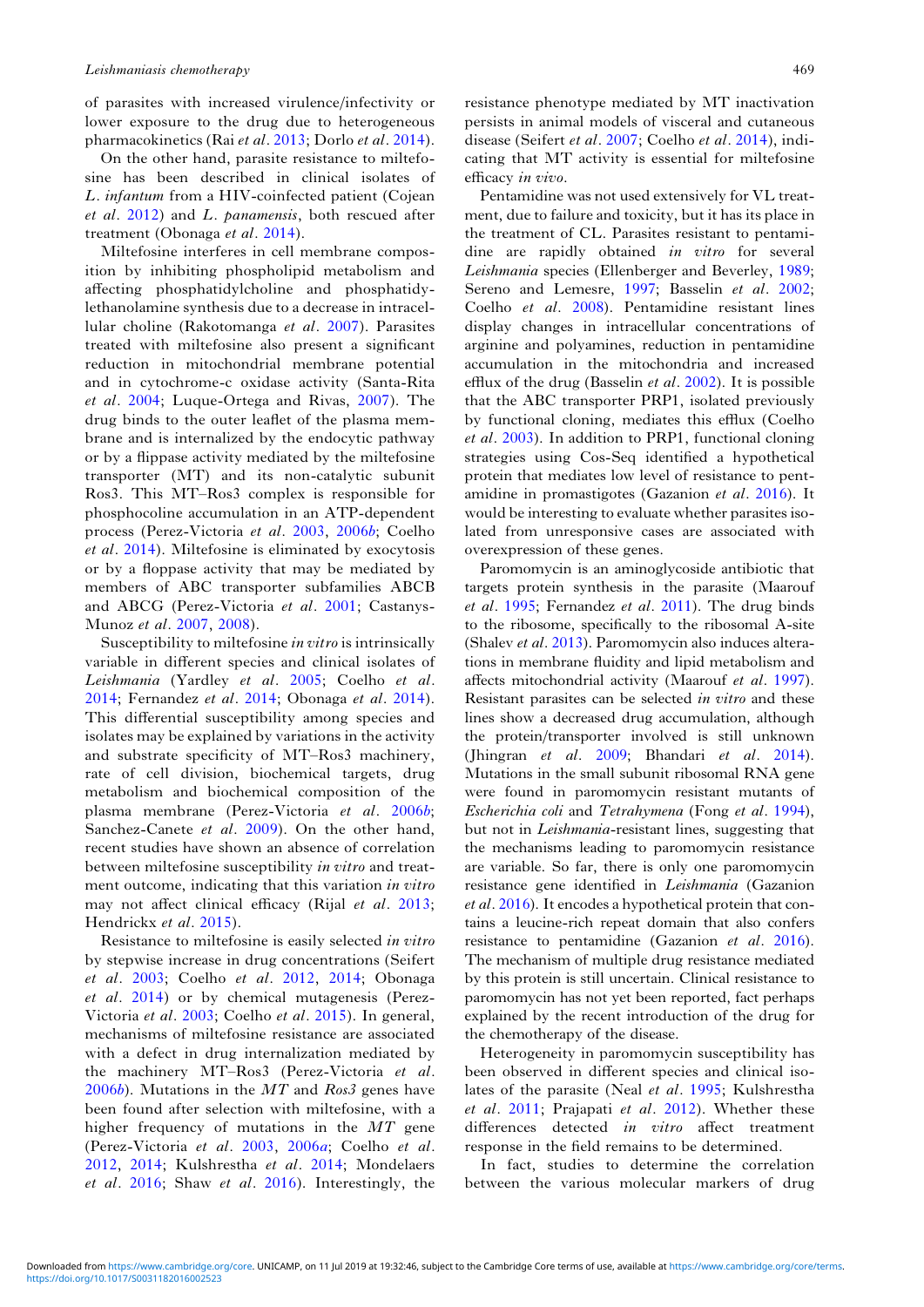of parasites with increased virulence/infectivity or lower exposure to the drug due to heterogeneous pharmacokinetics (Rai *et al*. 2013; Dorlo *et al*. 2014).

On the other hand, parasite resistance to miltefosine has been described in clinical isolates of *L. infantum* from a HIV-coinfected patient (Cojean *et al*. 2012) and *L. panamensis*, both rescued after treatment (Obonaga *et al*. 2014).

Miltefosine interferes in cell membrane composition by inhibiting phospholipid metabolism and affecting phosphatidylcholine and phosphatidylethanolamine synthesis due to a decrease in intracellular choline (Rakotomanga *et al*. 2007). Parasites treated with miltefosine also present a significant reduction in mitochondrial membrane potential and in cytochrome-c oxidase activity (Santa-Rita *et al*. 2004; Luque-Ortega and Rivas, 2007). The drug binds to the outer leaflet of the plasma membrane and is internalized by the endocytic pathway or by a flippase activity mediated by the miltefosine transporter (MT) and its non-catalytic subunit Ros3. This MT–Ros3 complex is responsible for phosphocholine accumulation in an ATP-dependent process (Perez-Victoria *et al*. 2003, 2006*b*; Coelho *et al*. 2014). Miltefosine is eliminated by exocytosis or by a floppase activity that may be mediated by members of ABC transporter subfamilies ABCB and ABCG (Perez-Victoria *et al*. 2001; Castanys-Munoz *et al*. 2007, 2008).

Susceptibility to miltefosine *in vitro* is intrinsically variable in different species and clinical isolates of *Leishmania* (Yardley *et al*. 2005; Coelho *et al*. 2014; Fernandez *et al*. 2014; Obonaga *et al*. 2014). This differential susceptibility among species and isolates may be explained by variations in the activity and substrate specificity of MT–Ros3 machinery, rate of cell division, biochemical targets, drug metabolism and biochemical composition of the plasma membrane (Perez-Victoria *et al*. 2006*b*; Sanchez-Canete *et al*. 2009). On the other hand, recent studies have shown an absence of correlation between miltefosine susceptibility *in vitro* and treatment outcome, indicating that this variation *in vitro* may not affect clinical efficacy (Rijal *et al*. 2013; Hendrickx *et al*. 2015).

Resistance to miltefosine is easily selected *in vitro* by stepwise increase in drug concentrations (Seifert *et al*. 2003; Coelho *et al*. 2012, 2014; Obonaga *et al*. 2014) or by chemical mutagenesis (Perez-Victoria *et al*. 2003; Coelho *et al*. 2015). In general, mechanisms of miltefosine resistance are associated with a defect in drug internalization mediated by the machinery MT–Ros3 (Perez-Victoria *et al*. 2006*b*). Mutations in the *MT* and *Ros3* genes have been found after selection with miltefosine, with a higher frequency of mutations in the *MT* gene (Perez-Victoria *et al*. 2003, 2006*a*; Coelho *et al*. 2012, 2014; Kulshrestha *et al*. 2014; Mondelaers *et al*. 2016; Shaw *et al*. 2016). Interestingly, the resistance phenotype mediated by MT inactivation persists in animal models of visceral and cutaneous disease (Seifert *et al*. 2007; Coelho *et al*. 2014), indicating that MT activity is essential for miltefosine efficacy *in vivo*.

Pentamidine was not used extensively for VL treatment, due to failure and toxicity, but it has its place in the treatment of CL. Parasites resistant to pentamidine are rapidly obtained *in vitro* for several *Leishmania* species (Ellenberger and Beverley, 1989; Sereno and Lemesre, 1997; Basselin *et al*. 2002; Coelho *et al*. 2008). Pentamidine resistant lines display changes in intracellular concentrations of arginine and polyamines, reduction in pentamidine accumulation in the mitochondria and increased efflux of the drug (Basselin *et al*. 2002). It is possible that the ABC transporter PRP1, isolated previously by functional cloning, mediates this efflux (Coelho *et al*. 2003). In addition to PRP1, functional cloning strategies using Cos-Seq identified a hypothetical protein that mediates low level of resistance to pentamidine in promastigotes (Gazanion *et al*. 2016). It would be interesting to evaluate whether parasites isolated from unresponsive cases are associated with overexpression of these genes.

Paromomycin is an aminoglycoside antibiotic that targets protein synthesis in the parasite (Maarouf *et al*. 1995; Fernandez *et al*. 2011). The drug binds to the ribosome, specifically to the ribosomal A-site (Shalev *et al*. 2013). Paromomycin also induces alterations in membrane fluidity and lipid metabolism and affects mitochondrial activity (Maarouf *et al*. 1997). Resistant parasites can be selected *in vitro* and these lines show a decreased drug accumulation, although the protein/transporter involved is still unknown (Jhingran *et al*. 2009; Bhandari *et al*. 2014). Mutations in the small subunit ribosomal RNA gene were found in paromomycin resistant mutants of *Escherichia coli* and *Tetrahymena* (Fong *et al*. 1994), but not in *Leishmania*-resistant lines, suggesting that the mechanisms leading to paromomycin resistance are variable. So far, there is only one paromomycin resistance gene identified in *Leishmania* (Gazanion *et al*. 2016). It encodes a hypothetical protein that contains a leucine-rich repeat domain that also confers resistance to pentamidine (Gazanion *et al*. 2016). The mechanism of multiple drug resistance mediated by this protein is still uncertain. Clinical resistance to paromomycin has not yet been reported, fact perhaps explained by the recent introduction of the drug for the chemotherapy of the disease.

Heterogeneity in paromomycin susceptibility has been observed in different species and clinical isolates of the parasite (Neal *et al*. 1995; Kulshrestha *et al*. 2011; Prajapati *et al*. 2012). Whether these differences detected *in vitro* affect treatment response in the field remains to be determined.

In fact, studies to determine the correlation between the various molecular markers of drug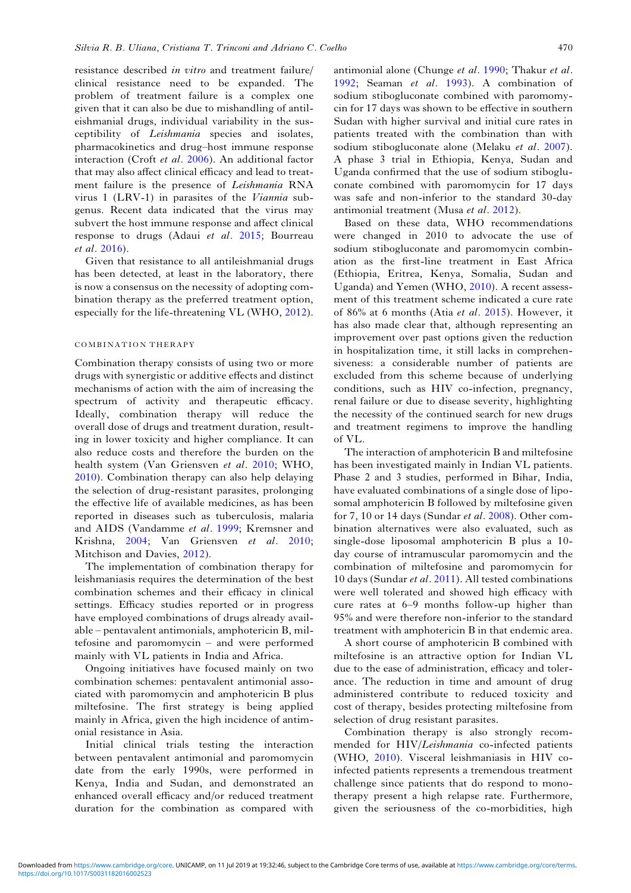resistance described *in vitro* and treatment failure/clinical resistance need to be expanded. The problem of treatment failure is a complex one given that it can also be due to mishandling of antileishmanial drugs, individual variability in the susceptibility of *Leishmania* species and isolates, pharmacokinetics and drug–host immune response interaction (Croft *et al*. 2006). An additional factor that may also affect clinical efficacy and lead to treatment failure is the presence of *Leishmania* RNA virus 1 (LRV-1) in parasites of the *Viannia* subgenus. Recent data indicated that the virus may subvert the host immune response and affect clinical response to drugs (Adaui *et al*. 2015; Bourreau *et al*. 2016).

Given that resistance to all antileishmanial drugs has been detected, at least in the laboratory, there is now a consensus on the necessity of adopting combination therapy as the preferred treatment option, especially for the life-threatening VL (WHO, 2012).

## COMBINATION THERAPY

Combination therapy consists of using two or more drugs with synergistic or additive effects and distinct mechanisms of action with the aim of increasing the spectrum of activity and therapeutic efficacy. Ideally, combination therapy will reduce the overall dose of drugs and treatment duration, resulting in lower toxicity and higher compliance. It can also reduce costs and therefore the burden on the health system (Van Griensven *et al*. 2010; WHO, 2010). Combination therapy can also help delaying the selection of drug-resistant parasites, prolonging the effective life of available medicines, as has been reported in diseases such as tuberculosis, malaria and AIDS (Vandamme *et al*. 1999; Kremsner and Krishna, 2004; Van Griensven *et al*. 2010; Mitchison and Davies, 2012).

The implementation of combination therapy for leishmaniasis requires the determination of the best combination schemes and their efficacy in clinical settings. Efficacy studies reported or in progress have employed combinations of drugs already available – pentavalent antimonials, amphotericin B, miltefosine and paromomycin – and were performed mainly with VL patients in India and Africa.

Ongoing initiatives have focused mainly on two combination schemes: pentavalent antimonial associated with paromomycin and amphotericin B plus miltefosine. The first strategy is being applied mainly in Africa, given the high incidence of antimonial resistance in Asia.

Initial clinical trials testing the interaction between pentavalent antimonial and paromomycin date from the early 1990s, were performed in Kenya, India and Sudan, and demonstrated an enhanced overall efficacy and/or reduced treatment duration for the combination as compared with antimonial alone (Chunge *et al*. 1990; Thakur *et al*. 1992; Seaman *et al*. 1993). A combination of sodium stibogluconate combined with paromomycin for 17 days was shown to be effective in southern Sudan with higher survival and initial cure rates in patients treated with the combination than with sodium stibogluconate alone (Melaku *et al*. 2007). A phase 3 trial in Ethiopia, Kenya, Sudan and Uganda confirmed that the use of sodium stibogluconate combined with paromomycin for 17 days was safe and non-inferior to the standard 30-day antimonial treatment (Musa *et al*. 2012).

Based on these data, WHO recommendations were changed in 2010 to advocate the use of sodium stibogluconate and paromomycin combination as the first-line treatment in East Africa (Ethiopia, Eritrea, Kenya, Somalia, Sudan and Uganda) and Yemen (WHO, 2010). A recent assessment of this treatment scheme indicated a cure rate of 86% at 6 months (Atia *et al*. 2015). However, it has also made clear that, although representing an improvement over past options given the reduction in hospitalization time, it still lacks in comprehensiveness: a considerable number of patients are excluded from this scheme because of underlying conditions, such as HIV co-infection, pregnancy, renal failure or due to disease severity, highlighting the necessity of the continued search for new drugs and treatment regimens to improve the handling of VL.

The interaction of amphotericin B and miltefosine has been investigated mainly in Indian VL patients. Phase 2 and 3 studies, performed in Bihar, India, have evaluated combinations of a single dose of liposomal amphotericin B followed by miltefosine given for 7, 10 or 14 days (Sundar *et al*. 2008). Other combination alternatives were also evaluated, such as single-dose liposomal amphotericin B plus a 10-day course of intramuscular paromomycin and the combination of miltefosine and paromomycin for 10 days (Sundar *et al*. 2011). All tested combinations were well tolerated and showed high efficacy with cure rates at 6–9 months follow-up higher than 95% and were therefore non-inferior to the standard treatment with amphotericin B in that endemic area.

A short course of amphotericin B combined with miltefosine is an attractive option for Indian VL due to the ease of administration, efficacy and tolerance. The reduction in time and amount of drug administered contribute to reduced toxicity and cost of therapy, besides protecting miltefosine from selection of drug resistant parasites.

Combination therapy is also strongly recommended for HIV/*Leishmania* co-infected patients (WHO, 2010). Visceral leishmaniasis in HIV co-infected patients represents a tremendous treatment challenge since patients that do respond to monotherapy present a high relapse rate. Furthermore, given the seriousness of the co-morbidities, high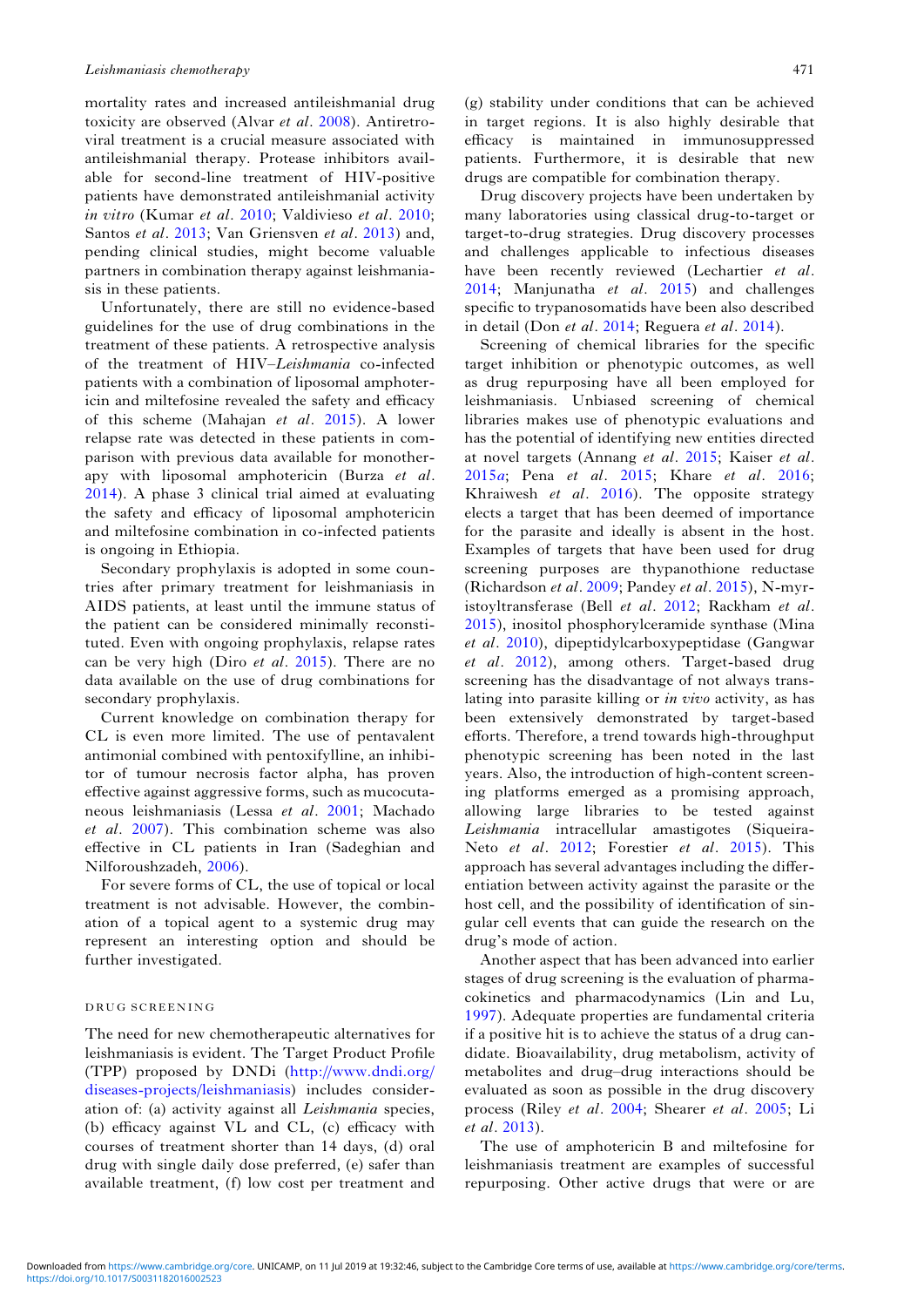mortality rates and increased antileishmanial drug toxicity are observed (Alvar *et al*. 2008). Antiretroviral treatment is a crucial measure associated with antileishmanial therapy. Protease inhibitors available for second-line treatment of HIV-positive patients have demonstrated antileishmanial activity *in vitro* (Kumar *et al*. 2010; Valdivieso *et al*. 2010; Santos *et al*. 2013; Van Griensven *et al*. 2013) and, pending clinical studies, might become valuable partners in combination therapy against leishmaniasis in these patients.

Unfortunately, there are still no evidence-based guidelines for the use of drug combinations in the treatment of these patients. A retrospective analysis of the treatment of HIV–*Leishmania* co-infected patients with a combination of liposomal amphotericin and miltefosine revealed the safety and efficacy of this scheme (Mahajan *et al*. 2015). A lower relapse rate was detected in these patients in comparison with previous data available for monotherapy with liposomal amphotericin (Burza *et al*. 2014). A phase 3 clinical trial aimed at evaluating the safety and efficacy of liposomal amphotericin and miltefosine combination in co-infected patients is ongoing in Ethiopia.

Secondary prophylaxis is adopted in some countries after primary treatment for leishmaniasis in AIDS patients, at least until the immune status of the patient can be considered minimally reconstituted. Even with ongoing prophylaxis, relapse rates can be very high (Diro *et al*. 2015). There are no data available on the use of drug combinations for secondary prophylaxis.

Current knowledge on combination therapy for CL is even more limited. The use of pentavalent antimonial combined with pentoxifylline, an inhibitor of tumour necrosis factor alpha, has proven effective against aggressive forms, such as mucocutaneous leishmaniasis (Lessa *et al*. 2001; Machado *et al*. 2007). This combination scheme was also effective in CL patients in Iran (Sadeghian and Nilforoushzadeh, 2006).

For severe forms of CL, the use of topical or local treatment is not advisable. However, the combination of a topical agent to a systemic drug may represent an interesting option and should be further investigated.

## DRUG SCREENING

The need for new chemotherapeutic alternatives for leishmaniasis is evident. The Target Product Profile (TPP) proposed by DNDi (http://www.dndi.org/diseases-projects/leishmaniasis) includes consideration of: (a) activity against all *Leishmania* species, (b) efficacy against VL and CL, (c) efficacy with courses of treatment shorter than 14 days, (d) oral drug with single daily dose preferred, (e) safer than available treatment, (f) low cost per treatment and (g) stability under conditions that can be achieved in target regions. It is also highly desirable that efficacy is maintained in immunosuppressed patients. Furthermore, it is desirable that new drugs are compatible for combination therapy.

Drug discovery projects have been undertaken by many laboratories using classical drug-to-target or target-to-drug strategies. Drug discovery processes and challenges applicable to infectious diseases have been recently reviewed (Lechartier *et al*. 2014; Manjunatha *et al*. 2015) and challenges specific to trypanosomatids have been also described in detail (Don *et al*. 2014; Reguera *et al*. 2014).

Screening of chemical libraries for the specific target inhibition or phenotypic outcomes, as well as drug repurposing have all been employed for leishmaniasis. Unbiased screening of chemical libraries makes use of phenotypic evaluations and has the potential of identifying new entities directed at novel targets (Annang *et al*. 2015; Kaiser *et al*. 2015*a*; Pena *et al*. 2015; Khare *et al*. 2016; Khraiwesh *et al*. 2016). The opposite strategy elects a target that has been deemed of importance for the parasite and ideally is absent in the host. Examples of targets that have been used for drug screening purposes are thypanothione reductase (Richardson *et al*. 2009; Pandey *et al*. 2015), N-myristoyltransferase (Bell *et al*. 2012; Rackham *et al*. 2015), inositol phosphorylceramide synthase (Mina *et al*. 2010), dipeptidylcarboxypeptidase (Gangwar *et al*. 2012), among others. Target-based drug screening has the disadvantage of not always translating into parasite killing or *in vivo* activity, as has been extensively demonstrated by target-based efforts. Therefore, a trend towards high-throughput phenotypic screening has been noted in the last years. Also, the introduction of high-content screening platforms emerged as a promising approach, allowing large libraries to be tested against *Leishmania* intracellular amastigotes (Siqueira-Neto *et al*. 2012; Forestier *et al*. 2015). This approach has several advantages including the differentiation between activity against the parasite or the host cell, and the possibility of identification of singular cell events that can guide the research on the drug's mode of action.

Another aspect that has been advanced into earlier stages of drug screening is the evaluation of pharmacokinetics and pharmacodynamics (Lin and Lu, 1997). Adequate properties are fundamental criteria if a positive hit is to achieve the status of a drug candidate. Bioavailability, drug metabolism, activity of metabolites and drug–drug interactions should be evaluated as soon as possible in the drug discovery process (Riley *et al*. 2004; Shearer *et al*. 2005; Li *et al*. 2013).

The use of amphotericin B and miltefosine for leishmaniasis treatment are examples of successful repurposing. Other active drugs that were or are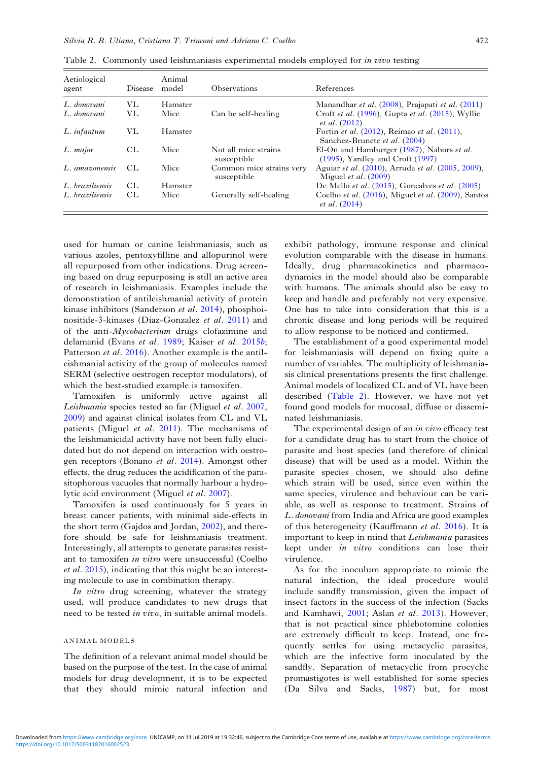Table 2. Commonly used leishmaniasis experimental models employed for *in vivo* testing

| Aetiological agent | Disease | Animal model | Observations | References |
|---|---|---|---|---|
| *L. donovani* | VL | Hamster | | Manandhar *et al*. (2008), Prajapati *et al*. (2011) |
| *L. donovani* | VL | Mice | Can be self-healing | Croft *et al*. (1996), Gupta *et al*. (2015), Wyllie *et al*. (2012) |
| *L. infantum* | VL | Hamster | | Fortin *et al*. (2012), Reimao *et al*. (2011), Sanchez-Brunete *et al*. (2004) |
| *L. major* | CL | Mice | Not all mice strains susceptible | El-On and Hamburger (1987), Nabors *et al*. (1995), Yardley and Croft (1997) |
| *L. amazonensis* | CL | Mice | Common mice strains very susceptible | Aguiar *et al*. (2010), Arruda *et al*. (2005, 2009), Miguel *et al*. (2009) |
| *L. braziliensis* | CL | Hamster | | De Mello *et al*. (2015), Goncalves *et al*. (2005) |
| *L. braziliensis* | CL | Mice | Generally self-healing | Coelho *et al*. (2016), Miguel *et al*. (2009), Santos *et al*. (2014) |

used for human or canine leishmaniasis, such as various azoles, pentoxyfilline and allopurinol were all repurposed from other indications. Drug screening based on drug repurposing is still an active area of research in leishmaniasis. Examples include the demonstration of antileishmanial activity of protein kinase inhibitors (Sanderson *et al*. 2014), phosphoinositide-3-kinases (Diaz-Gonzalez *et al*. 2011) and of the anti-*Mycobacterium* drugs clofazimine and delamanid (Evans *et al*. 1989; Kaiser *et al*. 2015*b*; Patterson *et al*. 2016). Another example is the antileishmanial activity of the group of molecules named SERM (selective oestrogen receptor modulators), of which the best-studied example is tamoxifen.

Tamoxifen is uniformly active against all *Leishmania* species tested so far (Miguel *et al*. 2007, 2009) and against clinical isolates from CL and VL patients (Miguel *et al*. 2011). The mechanisms of the leishmanicidal activity have not been fully elucidated but do not depend on interaction with oestrogen receptors (Bonano *et al*. 2014). Amongst other effects, the drug reduces the acidification of the parasitophorous vacuoles that normally harbour a hydrolytic acid environment (Miguel *et al*. 2007).

Tamoxifen is used continuously for 5 years in breast cancer patients, with minimal side-effects in the short term (Gajdos and Jordan, 2002), and therefore should be safe for leishmaniasis treatment. Interestingly, all attempts to generate parasites resistant to tamoxifen *in vitro* were unsuccessful (Coelho *et al*. 2015), indicating that this might be an interesting molecule to use in combination therapy.

*In vitro* drug screening, whatever the strategy used, will produce candidates to new drugs that need to be tested *in vivo*, in suitable animal models.

## ANIMAL MODELS

The definition of a relevant animal model should be based on the purpose of the test. In the case of animal models for drug development, it is to be expected that they should mimic natural infection and exhibit pathology, immune response and clinical evolution comparable with the disease in humans. Ideally, drug pharmacokinetics and pharmacodynamics in the model should also be comparable with humans. The animals should also be easy to keep and handle and preferably not very expensive. One has to take into consideration that this is a chronic disease and long periods will be required to allow response to be noticed and confirmed.

The establishment of a good experimental model for leishmaniasis will depend on fixing quite a number of variables. The multiplicity of leishmaniasis clinical presentations presents the first challenge. Animal models of localized CL and of VL have been described (Table 2). However, we have not yet found good models for mucosal, diffuse or disseminated leishmaniasis.

The experimental design of an *in vivo* efficacy test for a candidate drug has to start from the choice of parasite and host species (and therefore of clinical disease) that will be used as a model. Within the parasite species chosen, we should also define which strain will be used, since even within the same species, virulence and behaviour can be variable, as well as response to treatment. Strains of *L. donovani* from India and Africa are good examples of this heterogeneity (Kauffmann *et al*. 2016). It is important to keep in mind that *Leishmania* parasites kept under *in vitro* conditions can lose their virulence.

As for the inoculum appropriate to mimic the natural infection, the ideal procedure would include sandfly transmission, given the impact of insect factors in the success of the infection (Sacks and Kamhawi, 2001; Aslan *et al*. 2013). However, that is not practical since phlebotomine colonies are extremely difficult to keep. Instead, one frequently settles for using metacyclic parasites, which are the infective form inoculated by the sandfly. Separation of metacyclic from procyclic promastigotes is well established for some species (Da Silva and Sacks, 1987) but, for most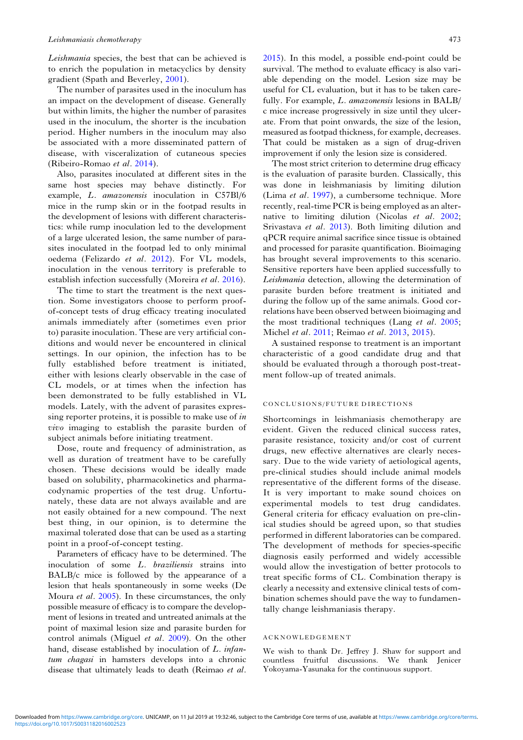*Leishmania* species, the best that can be achieved is to enrich the population in metacyclics by density gradient (Spath and Beverley, 2001).

The number of parasites used in the inoculum has an impact on the development of disease. Generally but within limits, the higher the number of parasites used in the inoculum, the shorter is the incubation period. Higher numbers in the inoculum may also be associated with a more disseminated pattern of disease, with visceralization of cutaneous species (Ribeiro-Romao *et al*. 2014).

Also, parasites inoculated at different sites in the same host species may behave distinctly. For example, *L. amazonensis* inoculation in C57Bl/6 mice in the rump skin or in the footpad results in the development of lesions with different characteristics: while rump inoculation led to the development of a large ulcerated lesion, the same number of parasites inoculated in the footpad led to only minimal oedema (Felizardo *et al*. 2012). For VL models, inoculation in the venous territory is preferable to establish infection successfully (Moreira *et al*. 2016).

The time to start the treatment is the next question. Some investigators choose to perform proof-of-concept tests of drug efficacy treating inoculated animals immediately after (sometimes even prior to) parasite inoculation. These are very artificial conditions and would never be encountered in clinical settings. In our opinion, the infection has to be fully established before treatment is initiated, either with lesions clearly observable in the case of CL models, or at times when the infection has been demonstrated to be fully established in VL models. Lately, with the advent of parasites expressing reporter proteins, it is possible to make use of *in vivo* imaging to establish the parasite burden of subject animals before initiating treatment.

Dose, route and frequency of administration, as well as duration of treatment have to be carefully chosen. These decisions would be ideally made based on solubility, pharmacokinetics and pharmacodynamic properties of the test drug. Unfortunately, these data are not always available and are not easily obtained for a new compound. The next best thing, in our opinion, is to determine the maximal tolerated dose that can be used as a starting point in a proof-of-concept testing.

Parameters of efficacy have to be determined. The inoculation of some *L. braziliensis* strains into BALB/c mice is followed by the appearance of a lesion that heals spontaneously in some weeks (De Moura *et al*. 2005). In these circumstances, the only possible measure of efficacy is to compare the development of lesions in treated and untreated animals at the point of maximal lesion size and parasite burden for control animals (Miguel *et al*. 2009). On the other hand, disease established by inoculation of *L. infantum chagasi* in hamsters develops into a chronic disease that ultimately leads to death (Reimao *et al*. 2015). In this model, a possible end-point could be survival. The method to evaluate efficacy is also variable depending on the model. Lesion size may be useful for CL evaluation, but it has to be taken carefully. For example, *L. amazonensis* lesions in BALB/c mice increase progressively in size until they ulcerate. From that point onwards, the size of the lesion, measured as footpad thickness, for example, decreases. That could be mistaken as a sign of drug-driven improvement if only the lesion size is considered.

The most strict criterion to determine drug efficacy is the evaluation of parasite burden. Classically, this was done in leishmaniasis by limiting dilution (Lima *et al*. 1997), a cumbersome technique. More recently, real-time PCR is being employed as an alternative to limiting dilution (Nicolas *et al*. 2002; Srivastava *et al*. 2013). Both limiting dilution and qPCR require animal sacrifice since tissue is obtained and processed for parasite quantification. Bioimaging has brought several improvements to this scenario. Sensitive reporters have been applied successfully to *Leishmania* detection, allowing the determination of parasite burden before treatment is initiated and during the follow up of the same animals. Good correlations have been observed between bioimaging and the most traditional techniques (Lang *et al*. 2005; Michel *et al*. 2011; Reimao *et al*. 2013, 2015).

A sustained response to treatment is an important characteristic of a good candidate drug and that should be evaluated through a thorough post-treatment follow-up of treated animals.

## CONCLUSIONS/FUTURE DIRECTIONS

Shortcomings in leishmaniasis chemotherapy are evident. Given the reduced clinical success rates, parasite resistance, toxicity and/or cost of current drugs, new effective alternatives are clearly necessary. Due to the wide variety of aetiological agents, pre-clinical studies should include animal models representative of the different forms of the disease. It is very important to make sound choices on experimental models to test drug candidates. General criteria for efficacy evaluation on pre-clinical studies should be agreed upon, so that studies performed in different laboratories can be compared. The development of methods for species-specific diagnosis easily performed and widely accessible would allow the investigation of better protocols to treat specific forms of CL. Combination therapy is clearly a necessity and extensive clinical tests of combination schemes should pave the way to fundamentally change leishmaniasis therapy.

## ACKNOWLEDGEMENT

We wish to thank Dr. Jeffrey J. Shaw for support and countless fruitful discussions. We thank Jenicer Yokoyama-Yasunaka for the continuous support.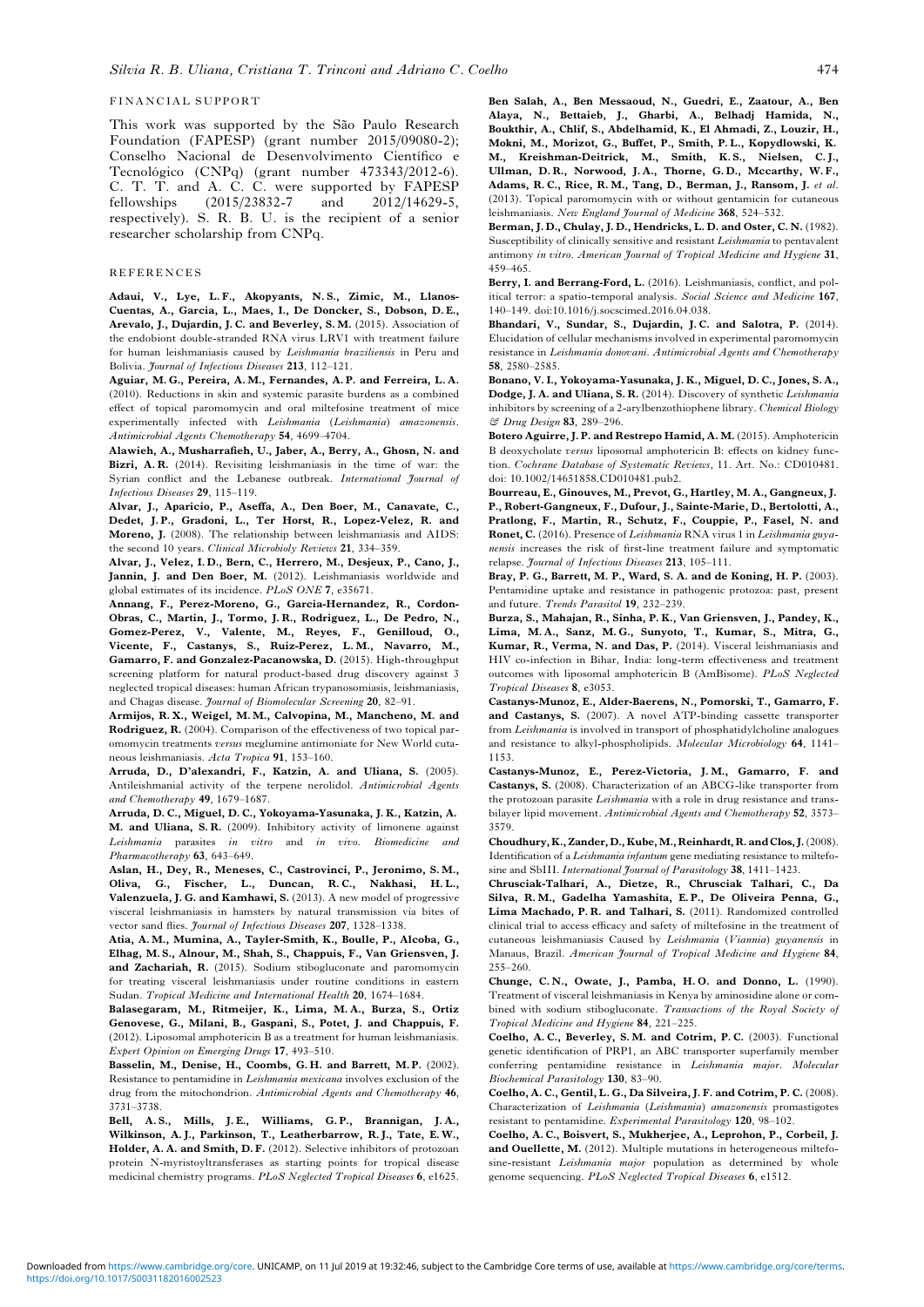## FINANCIAL SUPPORT

This work was supported by the São Paulo Research Foundation (FAPESP) (grant number 2015/09080-2); Conselho Nacional de Desenvolvimento Científico e Tecnológico (CNPq) (grant number 473343/2012-6). C. T. T. and A. C. C. were supported by FAPESP fellowships (2015/23832-7 and 2012/14629-5, respectively). S. R. B. U. is the recipient of a senior researcher scholarship from CNPq.

## REFERENCES

**Adaui, V., Lye, L. F., Akopyants, N. S., Zimic, M., Llanos-Cuentas, A., Garcia, L., Maes, I., De Doncker, S., Dobson, D. E., Arevalo, J., Dujardin, J. C. and Beverley, S. M.** (2015). Association of the endobiont double-stranded RNA virus LRV1 with treatment failure for human leishmaniasis caused by *Leishmania braziliensis* in Peru and Bolivia. *Journal of Infectious Diseases* **213**, 112–121.

**Aguiar, M. G., Pereira, A. M., Fernandes, A. P. and Ferreira, L. A.** (2010). Reductions in skin and systemic parasite burdens as a combined effect of topical paromomycin and oral miltefosine treatment of mice experimentally infected with *Leishmania* (*Leishmania*) *amazonensis*. *Antimicrobial Agents Chemotherapy* **54**, 4699–4704.

**Alawieh, A., Musharrafieh, U., Jaber, A., Berry, A., Ghosn, N. and Bizri, A. R.** (2014). Revisiting leishmaniasis in the time of war: the Syrian conflict and the Lebanese outbreak. *International Journal of Infectious Diseases* **29**, 115–119.

**Alvar, J., Aparicio, P., Aseffa, A., Den Boer, M., Canavate, C., Dedet, J. P., Gradoni, L., Ter Horst, R., Lopez-Velez, R. and Moreno, J.** (2008). The relationship between leishmaniasis and AIDS: the second 10 years. *Clinical Microbioly Reviews* **21**, 334–359.

**Alvar, J., Velez, I. D., Bern, C., Herrero, M., Desjeux, P., Cano, J., Jannin, J. and Den Boer, M.** (2012). Leishmaniasis worldwide and global estimates of its incidence. *PLoS ONE* **7**, e35671.

**Annang, F., Perez-Moreno, G., Garcia-Hernandez, R., Cordon-Obras, C., Martin, J., Tormo, J. R., Rodriguez, L., De Pedro, N., Gomez-Perez, V., Valente, M., Reyes, F., Genilloud, O., Vicente, F., Castanys, S., Ruiz-Perez, L. M., Navarro, M., Gamarro, F. and Gonzalez-Pacanowska, D.** (2015). High-throughput screening platform for natural product-based drug discovery against 3 neglected tropical diseases: human African trypanosomiasis, leishmaniasis, and Chagas disease. *Journal of Biomolecular Screening* **20**, 82–91.

**Armijos, R. X., Weigel, M. M., Calvopina, M., Mancheno, M. and Rodriguez, R.** (2004). Comparison of the effectiveness of two topical paromomycin treatments *versus* meglumine antimoniate for New World cutaneous leishmaniasis. *Acta Tropica* **91**, 153–160.

**Arruda, D., D'alexandri, F., Katzin, A. and Uliana, S.** (2005). Antileishmanial activity of the terpene nerolidol. *Antimicrobial Agents and Chemotherapy* **49**, 1679–1687.

**Arruda, D. C., Miguel, D. C., Yokoyama-Yasunaka, J. K., Katzin, A. M. and Uliana, S. R.** (2009). Inhibitory activity of limonene against *Leishmania* parasites *in vitro* and *in vivo*. *Biomedicine and Pharmacotherapy* **63**, 643–649.

**Aslan, H., Dey, R., Meneses, C., Castrovinci, P., Jeronimo, S. M., Oliva, G., Fischer, L., Duncan, R. C., Nakhasi, H. L., Valenzuela, J. G. and Kamhawi, S.** (2013). A new model of progressive visceral leishmaniasis in hamsters by natural transmission via bites of vector sand flies. *Journal of Infectious Diseases* **207**, 1328–1338.

**Atia, A. M., Mumina, A., Tayler-Smith, K., Boulle, P., Alcoba, G., Elhag, M. S., Alnour, M., Shah, S., Chappuis, F., Van Griensven, J. and Zachariah, R.** (2015). Sodium stibogluconate and paromomycin for treating visceral leishmaniasis under routine conditions in eastern Sudan. *Tropical Medicine and International Health* **20**, 1674–1684.

**Balasegaram, M., Ritmeijer, K., Lima, M. A., Burza, S., Ortiz Genovese, G., Milani, B., Gaspani, S., Potet, J. and Chappuis, F.** (2012). Liposomal amphotericin B as a treatment for human leishmaniasis. *Expert Opinion on Emerging Drugs* **17**, 493–510.

**Basselin, M., Denise, H., Coombs, G. H. and Barrett, M. P.** (2002). Resistance to pentamidine in *Leishmania mexicana* involves exclusion of the drug from the mitochondrion. *Antimicrobial Agents and Chemotherapy* **46**, 3731–3738.

**Bell, A. S., Mills, J. E., Williams, G. P., Brannigan, J. A., Wilkinson, A. J., Parkinson, T., Leatherbarrow, R. J., Tate, E. W., Holder, A. A. and Smith, D. F.** (2012). Selective inhibitors of protozoan protein N-myristoyltransferases as starting points for tropical disease medicinal chemistry programs. *PLoS Neglected Tropical Diseases* **6**, e1625.

**Ben Salah, A., Ben Messaoud, N., Guedri, E., Zaatour, A., Ben Alaya, N., Bettaieb, J., Gharbi, A., Belhadj Hamida, N., Boukthir, A., Chlif, S., Abdelhamid, K., El Ahmadi, Z., Louzir, H., Mokni, M., Morizot, G., Buffet, P., Smith, P. L., Kopydlowski, K. M., Kreishman-Deitrick, M., Smith, K. S., Nielsen, C. J., Ullman, D. R., Norwood, J. A., Thorne, G. D., Mccarthy, W. F., Adams, R. C., Rice, R. M., Tang, D., Berman, J., Ransom, J.** *et al.* (2013). Topical paromomycin with or without gentamicin for cutaneous leishmaniasis. *New England Journal of Medicine* **368**, 524–532.

**Berman, J. D., Chulay, J. D., Hendricks, L. D. and Oster, C. N.** (1982). Susceptibility of clinically sensitive and resistant *Leishmania* to pentavalent antimony *in vitro*. *American Journal of Tropical Medicine and Hygiene* **31**, 459–465.

**Berry, I. and Berrang-Ford, L.** (2016). Leishmaniasis, conflict, and political terror: a spatio-temporal analysis. *Social Science and Medicine* **167**, 140–149. doi:10.1016/j.socscimed.2016.04.038.

**Bhandari, V., Sundar, S., Dujardin, J. C. and Salotra, P.** (2014). Elucidation of cellular mechanisms involved in experimental paromomycin resistance in *Leishmania donovani*. *Antimicrobial Agents and Chemotherapy* **58**, 2580–2585.

**Bonano, V. I., Yokoyama-Yasunaka, J. K., Miguel, D. C., Jones, S. A., Dodge, J. A. and Uliana, S. R.** (2014). Discovery of synthetic *Leishmania* inhibitors by screening of a 2-arylbenzothiophene library. *Chemical Biology & Drug Design* **83**, 289–296.

**Botero Aguirre, J. P. and Restrepo Hamid, A. M.** (2015). Amphotericin B deoxycholate *versus* liposomal amphotericin B: effects on kidney function. *Cochrane Database of Systematic Reviews*, 11. Art. No.: CD010481. doi: 10.1002/14651858.CD010481.pub2.

**Bourreau, E., Ginouves, M., Prevot, G., Hartley, M. A., Gangneux, J. P., Robert-Gangneux, F., Dufour, J., Sainte-Marie, D., Bertolotti, A., Pratlong, F., Martin, R., Schutz, F., Couppie, P., Fasel, N. and Ronet, C.** (2016). Presence of *Leishmania* RNA virus 1 in *Leishmania guyanensis* increases the risk of first-line treatment failure and symptomatic relapse. *Journal of Infectious Diseases* **213**, 105–111.

**Bray, P. G., Barrett, M. P., Ward, S. A. and de Koning, H. P.** (2003). Pentamidine uptake and resistance in pathogenic protozoa: past, present and future. *Trends Parasitol* **19**, 232–239.

**Burza, S., Mahajan, R., Sinha, P. K., Van Griensven, J., Pandey, K., Lima, M. A., Sanz, M. G., Sunyoto, T., Kumar, S., Mitra, G., Kumar, R., Verma, N. and Das, P.** (2014). Visceral leishmaniasis and HIV co-infection in Bihar, India: long-term effectiveness and treatment outcomes with liposomal amphotericin B (AmBisome). *PLoS Neglected Tropical Diseases* **8**, e3053.

**Castanys-Munoz, E., Alder-Baerens, N., Pomorski, T., Gamarro, F. and Castanys, S.** (2007). A novel ATP-binding cassette transporter from *Leishmania* is involved in transport of phosphatidylcholine analogues and resistance to alkyl-phospholipids. *Molecular Microbiology* **64**, 1141–1153.

**Castanys-Munoz, E., Perez-Victoria, J. M., Gamarro, F. and Castanys, S.** (2008). Characterization of an ABCG-like transporter from the protozoan parasite *Leishmania* with a role in drug resistance and transbilayer lipid movement. *Antimicrobial Agents and Chemotherapy* **52**, 3573–3579.

**Choudhury, K., Zander, D., Kube, M., Reinhardt, R. and Clos, J.** (2008). Identification of a *Leishmania infantum* gene mediating resistance to miltefosine and SbIII. *International Journal of Parasitology* **38**, 1411–1423.

**Chrusciak-Talhari, A., Dietze, R., Chrusciak Talhari, C., Da Silva, R. M., Gadelha Yamashita, E. P., De Oliveira Penna, G., Lima Machado, P. R. and Talhari, S.** (2011). Randomized controlled clinical trial to access efficacy and safety of miltefosine in the treatment of cutaneous leishmaniasis Caused by *Leishmania* (*Viannia*) *guyanensis* in Manaus, Brazil. *American Journal of Tropical Medicine and Hygiene* **84**, 255–260.

**Chunge, C. N., Owate, J., Pamba, H. O. and Donno, L.** (1990). Treatment of visceral leishmaniasis in Kenya by aminosidine alone or combined with sodium stibogluconate. *Transactions of the Royal Society of Tropical Medicine and Hygiene* **84**, 221–225.

**Coelho, A. C., Beverley, S. M. and Cotrim, P. C.** (2003). Functional genetic identification of PRP1, an ABC transporter superfamily member conferring pentamidine resistance in *Leishmania major*. *Molecular Biochemical Parasitology* **130**, 83–90.

**Coelho, A. C., Gentil, L. G., Da Silveira, J. F. and Cotrim, P. C.** (2008). Characterization of *Leishmania* (*Leishmania*) *amazonensis* promastigotes resistant to pentamidine. *Experimental Parasitology* **120**, 98–102.

**Coelho, A. C., Boisvert, S., Mukherjee, A., Leprohon, P., Corbeil, J. and Ouellette, M.** (2012). Multiple mutations in heterogeneous miltefosine-resistant *Leishmania major* population as determined by whole genome sequencing. *PLoS Neglected Tropical Diseases* **6**, e1512.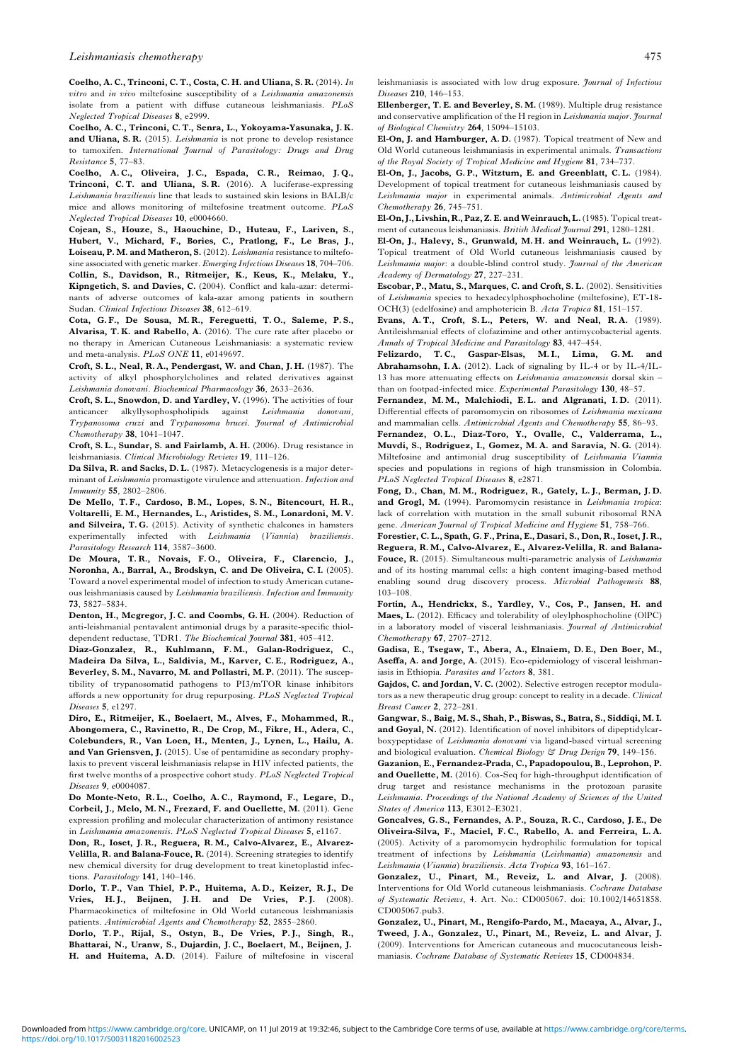**Coelho, A. C., Trinconi, C. T., Costa, C. H. and Uliana, S. R.** (2014). *In vitro* and *in vivo* miltefosine susceptibility of a *Leishmania amazonensis* isolate from a patient with diffuse cutaneous leishmaniasis. *PLoS Neglected Tropical Diseases* **8**, e2999.

**Coelho, A. C., Trinconi, C. T., Senra, L., Yokoyama-Yasunaka, J. K. and Uliana, S. R.** (2015). *Leishmania* is not prone to develop resistance to tamoxifen. *International Journal of Parasitology: Drugs and Drug Resistance* **5**, 77–83.

**Coelho, A. C., Oliveira, J. C., Espada, C. R., Reimao, J. Q., Trinconi, C. T. and Uliana, S. R.** (2016). A luciferase-expressing *Leishmania braziliensis* line that leads to sustained skin lesions in BALB/c mice and allows monitoring of miltefosine treatment outcome. *PLoS Neglected Tropical Diseases* **10**, e0004660.

**Cojean, S., Houze, S., Haouchine, D., Huteau, F., Lariven, S., Hubert, V., Michard, F., Bories, C., Pratlong, F., Le Bras, J., Loiseau, P. M. and Matheron, S.** (2012). *Leishmania* resistance to miltefosine associated with genetic marker. *Emerging Infectious Diseases* **18**, 704–706.

**Collin, S., Davidson, R., Ritmeijer, K., Keus, K., Melaku, Y., Kipngetich, S. and Davies, C.** (2004). Conflict and kala-azar: determinants of adverse outcomes of kala-azar among patients in southern Sudan. *Clinical Infectious Diseases* **38**, 612–619.

**Cota, G. F., De Sousa, M. R., Fereguetti, T. O., Saleme, P. S., Alvarisa, T. K. and Rabello, A.** (2016). The cure rate after placebo or no therapy in American Cutaneous Leishmaniasis: a systematic review and meta-analysis. *PLoS ONE* **11**, e0149697.

**Croft, S. L., Neal, R. A., Pendergast, W. and Chan, J. H.** (1987). The activity of alkyl phosphorylcholines and related derivatives against *Leishmania donovani*. *Biochemical Pharmacology* **36**, 2633–2636.

**Croft, S. L., Snowdon, D. and Yardley, V.** (1996). The activities of four anticancer alkyllysophospholipids against *Leishmania donovani*, *Trypanosoma cruzi* and *Trypanosoma brucei*. *Journal of Antimicrobial Chemotherapy* **38**, 1041–1047.

**Croft, S. L., Sundar, S. and Fairlamb, A. H.** (2006). Drug resistance in leishmaniasis. *Clinical Microbiology Reviews* **19**, 111–126.

**Da Silva, R. and Sacks, D. L.** (1987). Metacyclogenesis is a major determinant of *Leishmania* promastigote virulence and attenuation. *Infection and Immunity* **55**, 2802–2806.

**De Mello, T. F., Cardoso, B. M., Lopes, S. N., Bitencourt, H. R., Voltarelli, E. M., Hernandes, L., Aristides, S. M., Lonardoni, M. V. and Silveira, T. G.** (2015). Activity of synthetic chalcones in hamsters experimentally infected with *Leishmania* (*Viannia*) *braziliensis*. *Parasitology Research* **114**, 3587–3600.

**De Moura, T. R., Novais, F. O., Oliveira, F., Clarencio, J., Noronha, A., Barral, A., Brodskyn, C. and De Oliveira, C. I.** (2005). Toward a novel experimental model of infection to study American cutaneous leishmaniasis caused by *Leishmania braziliensis*. *Infection and Immunity* **73**, 5827–5834.

**Denton, H., Mcgregor, J. C. and Coombs, G. H.** (2004). Reduction of anti-leishmanial pentavalent antimonial drugs by a parasite-specific thiol-dependent reductase, TDR1. *The Biochemical Journal* **381**, 405–412.

**Diaz-Gonzalez, R., Kuhlmann, F. M., Galan-Rodriguez, C., Madeira Da Silva, L., Saldivia, M., Karver, C. E., Rodriguez, A., Beverley, S. M., Navarro, M. and Pollastri, M. P.** (2011). The susceptibility of trypanosomatid pathogens to PI3/mTOR kinase inhibitors affords a new opportunity for drug repurposing. *PLoS Neglected Tropical Diseases* **5**, e1297.

**Diro, E., Ritmeijer, K., Boelaert, M., Alves, F., Mohammed, R., Abongomera, C., Ravinetto, R., De Crop, M., Fikre, H., Adera, C., Colebunders, R., Van Loen, H., Menten, J., Lynen, L., Hailu, A. and Van Griensven, J.** (2015). Use of pentamidine as secondary prophylaxis to prevent visceral leishmaniasis relapse in HIV infected patients, the first twelve months of a prospective cohort study. *PLoS Neglected Tropical Diseases* **9**, e0004087.

**Do Monte-Neto, R. L., Coelho, A. C., Raymond, F., Legare, D., Corbeil, J., Melo, M. N., Frezard, F. and Ouellette, M.** (2011). Gene expression profiling and molecular characterization of antimony resistance in *Leishmania amazonensis*. *PLoS Neglected Tropical Diseases* **5**, e1167.

**Don, R., Ioset, J. R., Reguera, R. M., Calvo-Alvarez, E., Alvarez-Velilla, R. and Balana-Fouce, R.** (2014). Screening strategies to identify new chemical diversity for drug development to treat kinetoplastid infections. *Parasitology* **141**, 140–146.

**Dorlo, T. P., Van Thiel, P. P., Huitema, A. D., Keizer, R. J., De Vries, H. J., Beijnen, J. H. and De Vries, P. J.** (2008). Pharmacokinetics of miltefosine in Old World cutaneous leishmaniasis patients. *Antimicrobial Agents and Chemotherapy* **52**, 2855–2860.

**Dorlo, T. P., Rijal, S., Ostyn, B., De Vries, P. J., Singh, R., Bhattarai, N., Uranw, S., Dujardin, J. C., Boelaert, M., Beijnen, J. H. and Huitema, A. D.** (2014). Failure of miltefosine in visceral leishmaniasis is associated with low drug exposure. *Journal of Infectious Diseases* **210**, 146–153.

**Ellenberger, T. E. and Beverley, S. M.** (1989). Multiple drug resistance and conservative amplification of the H region in *Leishmania major*. *Journal of Biological Chemistry* **264**, 15094–15103.

**El-On, J. and Hamburger, A. D.** (1987). Topical treatment of New and Old World cutaneous leishmaniasis in experimental animals. *Transactions of the Royal Society of Tropical Medicine and Hygiene* **81**, 734–737.

**El-On, J., Jacobs, G. P., Witztum, E. and Greenblatt, C. L.** (1984). Development of topical treatment for cutaneous leishmaniasis caused by *Leishmania major* in experimental animals. *Antimicrobial Agents and Chemotherapy* **26**, 745–751.

**El-On, J., Livshin, R., Paz, Z. E. and Weinrauch, L.** (1985). Topical treatment of cutaneous leishmaniasis. *British Medical Journal* **291**, 1280–1281.

**El-On, J., Halevy, S., Grunwald, M. H. and Weinrauch, L.** (1992). Topical treatment of Old World cutaneous leishmaniasis caused by *Leishmania major*: a double-blind control study. *Journal of the American Academy of Dermatology* **27**, 227–231.

**Escobar, P., Matu, S., Marques, C. and Croft, S. L.** (2002). Sensitivities of *Leishmania* species to hexadecylphosphocholine (miltefosine), ET-18-OCH(3) (edelfosine) and amphotericin B. *Acta Tropica* **81**, 151–157.

**Evans, A. T., Croft, S. L., Peters, W. and Neal, R. A.** (1989). Antileishmanial effects of clofazimine and other antimycobacterial agents. *Annals of Tropical Medicine and Parasitology* **83**, 447–454.

**Felizardo, T. C., Gaspar-Elsas, M. I., Lima, G. M. and Abrahamsohn, I. A.** (2012). Lack of signaling by IL-4 or by IL-4/IL-13 has more attenuating effects on *Leishmania amazonensis* dorsal skin – than on footpad-infected mice. *Experimental Parasitology* **130**, 48–57.

**Fernandez, M. M., Malchiodi, E. L. and Algranati, I. D.** (2011). Differential effects of paromomycin on ribosomes of *Leishmania mexicana* and mammalian cells. *Antimicrobial Agents and Chemotherapy* **55**, 86–93.

**Fernandez, O. L., Diaz-Toro, Y., Ovalle, C., Valderrama, L., Muvdi, S., Rodriguez, I., Gomez, M. A. and Saravia, N. G.** (2014). Miltefosine and antimonial drug susceptibility of *Leishmania Viannia* species and populations in regions of high transmission in Colombia. *PLoS Neglected Tropical Diseases* **8**, e2871.

**Fong, D., Chan, M. M., Rodriguez, R., Gately, L. J., Berman, J. D. and Grogl, M.** (1994). Paromomycin resistance in *Leishmania tropica*: lack of correlation with mutation in the small subunit ribosomal RNA gene. *American Journal of Tropical Medicine and Hygiene* **51**, 758–766.

**Forestier, C. L., Spath, G. F., Prina, E., Dasari, S., Don, R., Ioset, J. R., Reguera, R. M., Calvo-Alvarez, E., Alvarez-Velilla, R. and Balana-Fouce, R.** (2015). Simultaneous multi-parametric analysis of *Leishmania* and of its hosting mammal cells: a high content imaging-based method enabling sound drug discovery process. *Microbial Pathogenesis* **88**, 103–108.

**Fortin, A., Hendrickx, S., Yardley, V., Cos, P., Jansen, H. and Maes, L.** (2012). Efficacy and tolerability of oleylphosphocholine (OlPC) in a laboratory model of visceral leishmaniasis. *Journal of Antimicrobial Chemotherapy* **67**, 2707–2712.

**Gadisa, E., Tsegaw, T., Abera, A., Elnaiem, D. E., Den Boer, M., Aseffa, A. and Jorge, A.** (2015). Eco-epidemiology of visceral leishmaniasis in Ethiopia. *Parasites and Vectors* **8**, 381.

**Gajdos, C. and Jordan, V. C.** (2002). Selective estrogen receptor modulators as a new therapeutic drug group: concept to reality in a decade. *Clinical Breast Cancer* **2**, 272–281.

**Gangwar, S., Baig, M. S., Shah, P., Biswas, S., Batra, S., Siddiqi, M. I. and Goyal, N.** (2012). Identification of novel inhibitors of dipeptidylcarboxypeptidase of *Leishmania donovani* via ligand-based virtual screening and biological evaluation. *Chemical Biology & Drug Design* **79**, 149–156.

**Gazanion, E., Fernandez-Prada, C., Papadopoulou, B., Leprohon, P. and Ouellette, M.** (2016). Cos-Seq for high-throughput identification of drug target and resistance mechanisms in the protozoan parasite *Leishmania*. *Proceedings of the National Academy of Sciences of the United States of America* **113**, E3012–E3021.

**Goncalves, G. S., Fernandes, A. P., Souza, R. C., Cardoso, J. E., De Oliveira-Silva, F., Maciel, F. C., Rabello, A. and Ferreira, L. A.** (2005). Activity of a paromomycin hydrophilic formulation for topical treatment of infections by *Leishmania* (*Leishmania*) *amazonensis* and *Leishmania* (*Viannia*) *braziliensis*. *Acta Tropica* **93**, 161–167.

**Gonzalez, U., Pinart, M., Reveiz, L. and Alvar, J.** (2008). Interventions for Old World cutaneous leishmaniasis. *Cochrane Database of Systematic Reviews*, 4. Art. No.: CD005067. doi: 10.1002/14651858.CD005067.pub3.

**Gonzalez, U., Pinart, M., Rengifo-Pardo, M., Macaya, A., Alvar, J., Tweed, J. A., Gonzalez, U., Pinart, M., Reveiz, L. and Alvar, J.** (2009). Interventions for American cutaneous and mucocutaneous leishmaniasis. *Cochrane Database of Systematic Reviews* **15**, CD004834.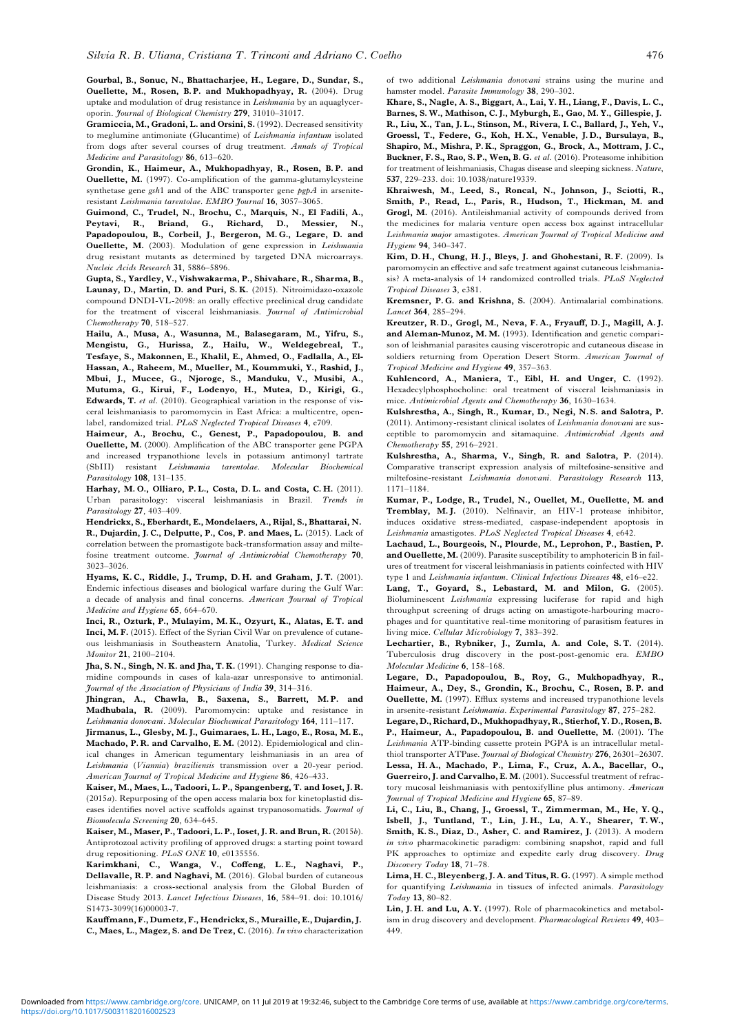**Gourbal, B., Sonuc, N., Bhattacharjee, H., Legare, D., Sundar, S., Ouellette, M., Rosen, B. P. and Mukhopadhyay, R.** (2004). Drug uptake and modulation of drug resistance in *Leishmania* by an aquaglyceroporin. *Journal of Biological Chemistry* **279**, 31010–31017.

**Gramiccia, M., Gradoni, L. and Orsini, S.** (1992). Decreased sensitivity to meglumine antimoniate (Glucantime) of *Leishmania infantum* isolated from dogs after several courses of drug treatment. *Annals of Tropical Medicine and Parasitology* **86**, 613–620.

**Grondin, K., Haimeur, A., Mukhopadhyay, R., Rosen, B. P. and Ouellette, M.** (1997). Co-amplification of the gamma-glutamylcysteine synthetase gene *gsh*1 and of the ABC transporter gene *pgpA* in arsenite-resistant *Leishmania tarentolae*. *EMBO Journal* **16**, 3057–3065.

**Guimond, C., Trudel, N., Brochu, C., Marquis, N., El Fadili, A., Peytavi, R., Briand, G., Richard, D., Messier, N., Papadopoulou, B., Corbeil, J., Bergeron, M. G., Legare, D. and Ouellette, M.** (2003). Modulation of gene expression in *Leishmania* drug resistant mutants as determined by targeted DNA microarrays. *Nucleic Acids Research* **31**, 5886–5896.

**Gupta, S., Yardley, V., Vishwakarma, P., Shivahare, R., Sharma, B., Launay, D., Martin, D. and Puri, S. K.** (2015). Nitroimidazo-oxazole compound DNDI-VL-2098: an orally effective preclinical drug candidate for the treatment of visceral leishmaniasis. *Journal of Antimicrobial Chemotherapy* **70**, 518–527.

**Hailu, A., Musa, A., Wasunna, M., Balasegaram, M., Yifru, S., Mengistu, G., Hurissa, Z., Hailu, W., Weldegebreal, T., Tesfaye, S., Makonnen, E., Khalil, E., Ahmed, O., Fadlalla, A., El-Hassan, A., Raheem, M., Mueller, M., Koummuki, Y., Rashid, J., Mbui, J., Mucee, G., Njoroge, S., Manduku, V., Musibi, A., Mutuma, G., Kirui, F., Lodenyo, H., Mutea, D., Kirigi, G., Edwards, T.** *et al.* (2010). Geographical variation in the response of visceral leishmaniasis to paromomycin in East Africa: a multicentre, open-label, randomized trial. *PLoS Neglected Tropical Diseases* **4**, e709.

**Haimeur, A., Brochu, C., Genest, P., Papadopoulou, B. and Ouellette, M.** (2000). Amplification of the ABC transporter gene PGPA and increased trypanothione levels in potassium antimonyl tartrate (SbIII) resistant *Leishmania tarentolae*. *Molecular Biochemical Parasitology* **108**, 131–135.

**Harhay, M. O., Olliaro, P. L., Costa, D. L. and Costa, C. H.** (2011). Urban parasitology: visceral leishmaniasis in Brazil. *Trends in Parasitology* **27**, 403–409.

**Hendrickx, S., Eberhardt, E., Mondelaers, A., Rijal, S., Bhattarai, N. R., Dujardin, J. C., Delputte, P., Cos, P. and Maes, L.** (2015). Lack of correlation between the promastigote back-transformation assay and miltefosine treatment outcome. *Journal of Antimicrobial Chemotherapy* **70**, 3023–3026.

**Hyams, K. C., Riddle, J., Trump, D. H. and Graham, J. T.** (2001). Endemic infectious diseases and biological warfare during the Gulf War: a decade of analysis and final concerns. *American Journal of Tropical Medicine and Hygiene* **65**, 664–670.

**Inci, R., Ozturk, P., Mulayim, M. K., Ozyurt, K., Alatas, E. T. and Inci, M. F.** (2015). Effect of the Syrian Civil War on prevalence of cutaneous leishmaniasis in Southeastern Anatolia, Turkey. *Medical Science Monitor* **21**, 2100–2104.

**Jha, S. N., Singh, N. K. and Jha, T. K.** (1991). Changing response to diamidine compounds in cases of kala-azar unresponsive to antimonial. *Journal of the Association of Physicians of India* **39**, 314–316.

**Jhingran, A., Chawla, B., Saxena, S., Barrett, M. P. and Madhubala, R.** (2009). Paromomycin: uptake and resistance in *Leishmania donovani*. *Molecular Biochemical Parasitology* **164**, 111–117.

**Jirmanus, L., Glesby, M. J., Guimaraes, L. H., Lago, E., Rosa, M. E., Machado, P. R. and Carvalho, E. M.** (2012). Epidemiological and clinical changes in American tegumentary leishmaniasis in an area of *Leishmania* (*Viannia*) *braziliensis* transmission over a 20-year period. *American Journal of Tropical Medicine and Hygiene* **86**, 426–433.

**Kaiser, M., Maes, L., Tadoori, L. P., Spangenberg, T. and Ioset, J. R.** (2015*a*). Repurposing of the open access malaria box for kinetoplastid diseases identifies novel active scaffolds against trypanosomatids. *Journal of Biomolecula Screening* **20**, 634–645.

**Kaiser, M., Maser, P., Tadoori, L. P., Ioset, J. R. and Brun, R.** (2015*b*). Antiprotozoal activity profiling of approved drugs: a starting point toward drug repositioning. *PLoS ONE* **10**, e0135556.

**Karimkhani, C., Wanga, V., Coffeng, L. E., Naghavi, P., Dellavalle, R. P. and Naghavi, M.** (2016). Global burden of cutaneous leishmaniasis: a cross-sectional analysis from the Global Burden of Disease Study 2013. *Lancet Infectious Diseases*, **16**, 584–91. doi: 10.1016/S1473-3099(16)00003-7.

**Kauffmann, F., Dumetz, F., Hendrickx, S., Muraille, E., Dujardin, J. C., Maes, L., Magez, S. and De Trez, C.** (2016). *In vivo* characterization of two additional *Leishmania donovani* strains using the murine and hamster model. *Parasite Immunology* **38**, 290–302.

**Khare, S., Nagle, A. S., Biggart, A., Lai, Y. H., Liang, F., Davis, L. C., Barnes, S. W., Mathison, C. J., Myburgh, E., Gao, M. Y., Gillespie, J. R., Liu, X., Tan, J. L., Stinson, M., Rivera, I. C., Ballard, J., Yeh, V., Groessl, T., Federe, G., Koh, H. X., Venable, J. D., Bursulaya, B., Shapiro, M., Mishra, P. K., Spraggon, G., Brock, A., Mottram, J. C., Buckner, F. S., Rao, S. P., Wen, B. G.** *et al.* (2016). Proteasome inhibition for treatment of leishmaniasis, Chagas disease and sleeping sickness. *Nature*, **537**, 229–233. doi: 10.1038/nature19339.

**Khraiwesh, M., Leed, S., Roncal, N., Johnson, J., Sciotti, R., Smith, P., Read, L., Paris, R., Hudson, T., Hickman, M. and Grogl, M.** (2016). Antileishmanial activity of compounds derived from the medicines for malaria venture open access box against intracellular *Leishmania major* amastigotes. *American Journal of Tropical Medicine and Hygiene* **94**, 340–347.

**Kim, D. H., Chung, H. J., Bleys, J. and Ghohestani, R. F.** (2009). Is paromomycin an effective and safe treatment against cutaneous leishmaniasis? A meta-analysis of 14 randomized controlled trials. *PLoS Neglected Tropical Diseases* **3**, e381.

**Kremsner, P. G. and Krishna, S.** (2004). Antimalarial combinations. *Lancet* **364**, 285–294.

**Kreutzer, R. D., Grogl, M., Neva, F. A., Fryauff, D. J., Magill, A. J. and Aleman-Munoz, M. M.** (1993). Identification and genetic comparison of leishmanial parasites causing viscerotropic and cutaneous disease in soldiers returning from Operation Desert Storm. *American Journal of Tropical Medicine and Hygiene* **49**, 357–363.

**Kuhlencord, A., Maniera, T., Eibl, H. and Unger, C.** (1992). Hexadecylphosphocholine: oral treatment of visceral leishmaniasis in mice. *Antimicrobial Agents and Chemotherapy* **36**, 1630–1634.

**Kulshrestha, A., Singh, R., Kumar, D., Negi, N. S. and Salotra, P.** (2011). Antimony-resistant clinical isolates of *Leishmania donovani* are susceptible to paromomycin and sitamaquine. *Antimicrobial Agents and Chemotherapy* **55**, 2916–2921.

**Kulshrestha, A., Sharma, V., Singh, R. and Salotra, P.** (2014). Comparative transcript expression analysis of miltefosine-sensitive and miltefosine-resistant *Leishmania donovani*. *Parasitology Research* **113**, 1171–1184.

**Kumar, P., Lodge, R., Trudel, N., Ouellet, M., Ouellette, M. and Tremblay, M. J.** (2010). Nelfinavir, an HIV-1 protease inhibitor, induces oxidative stress-mediated, caspase-independent apoptosis in *Leishmania* amastigotes. *PLoS Neglected Tropical Diseases* **4**, e642.

**Lachaud, L., Bourgeois, N., Plourde, M., Leprohon, P., Bastien, P. and Ouellette, M.** (2009). Parasite susceptibility to amphotericin B in failures of treatment for visceral leishmaniasis in patients coinfected with HIV type 1 and *Leishmania infantum*. *Clinical Infectious Diseases* **48**, e16–e22.

**Lang, T., Goyard, S., Lebastard, M. and Milon, G.** (2005). Bioluminescent *Leishmania* expressing luciferase for rapid and high throughput screening of drugs acting on amastigote-harbouring macrophages and for quantitative real-time monitoring of parasitism features in living mice. *Cellular Microbiology* **7**, 383–392.

**Lechartier, B., Rybniker, J., Zumla, A. and Cole, S. T.** (2014). Tuberculosis drug discovery in the post-post-genomic era. *EMBO Molecular Medicine* **6**, 158–168.

**Legare, D., Papadopoulou, B., Roy, G., Mukhopadhyay, R., Haimeur, A., Dey, S., Grondin, K., Brochu, C., Rosen, B. P. and Ouellette, M.** (1997). Efflux systems and increased trypanothione levels in arsenite-resistant *Leishmania*. *Experimental Parasitology* **87**, 275–282.

**Legare, D., Richard, D., Mukhopadhyay, R., Stierhof, Y. D., Rosen, B. P., Haimeur, A., Papadopoulou, B. and Ouellette, M.** (2001). The *Leishmania* ATP-binding cassette protein PGPA is an intracellular metal-thiol transporter ATPase. *Journal of Biological Chemistry* **276**, 26301–26307.

**Lessa, H. A., Machado, P., Lima, F., Cruz, A. A., Bacellar, O., Guerreiro, J. and Carvalho, E. M.** (2001). Successful treatment of refractory mucosal leishmaniasis with pentoxifylline plus antimony. *American Journal of Tropical Medicine and Hygiene* **65**, 87–89.

**Li, C., Liu, B., Chang, J., Groessl, T., Zimmerman, M., He, Y. Q., Isbell, J., Tuntland, T., Lin, J. H., Lu, A. Y., Shearer, T. W., Smith, K. S., Diaz, D., Asher, C. and Ramirez, J.** (2013). A modern *in vivo* pharmacokinetic paradigm: combining snapshot, rapid and full PK approaches to optimize and expedite early drug discovery. *Drug Discovery Today* **18**, 71–78.

**Lima, H. C., Bleyenberg, J. A. and Titus, R. G.** (1997). A simple method for quantifying *Leishmania* in tissues of infected animals. *Parasitology Today* **13**, 80–82.

**Lin, J. H. and Lu, A. Y.** (1997). Role of pharmacokinetics and metabolism in drug discovery and development. *Pharmacological Reviews* **49**, 403–449.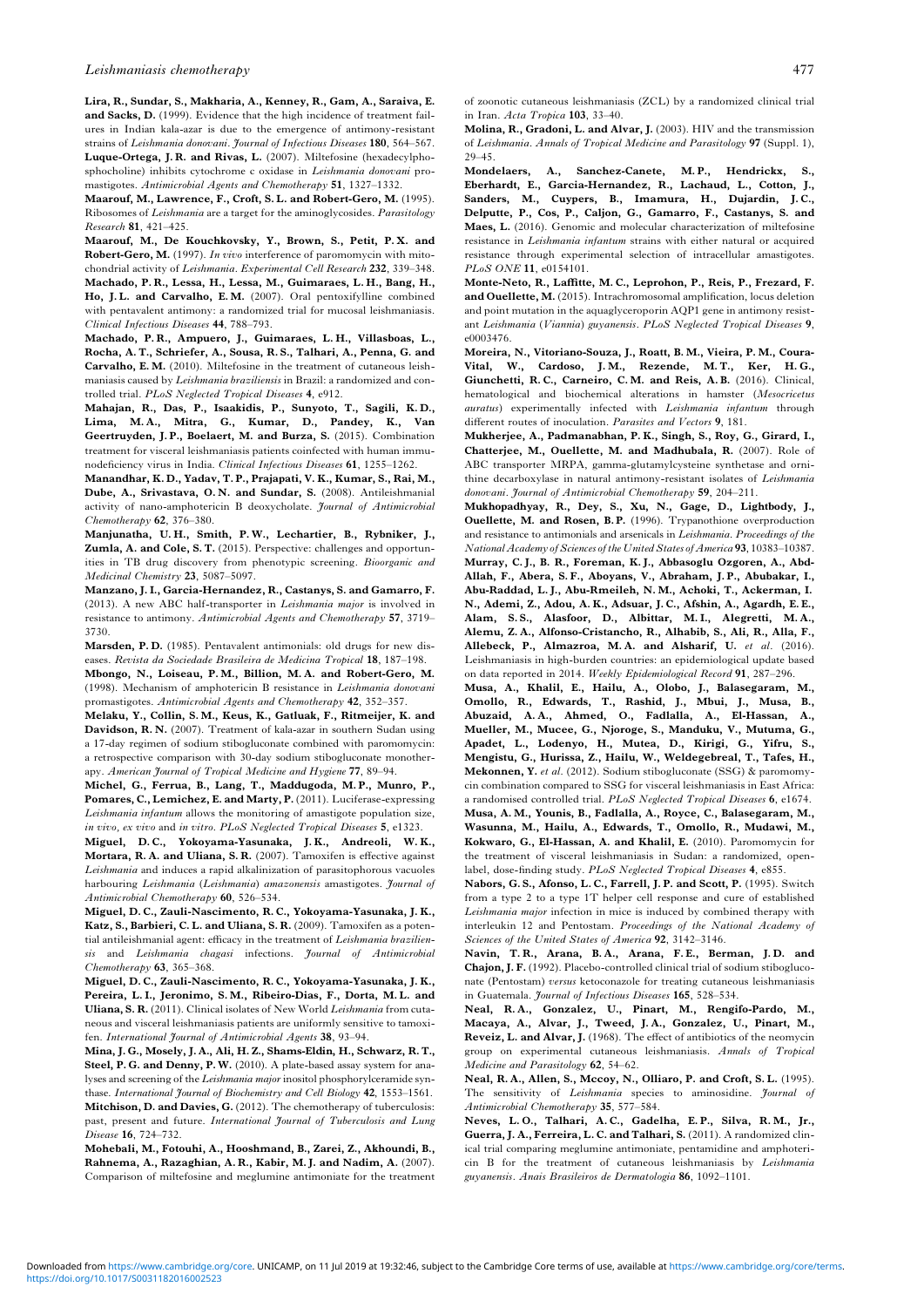**Lira, R., Sundar, S., Makharia, A., Kenney, R., Gam, A., Saraiva, E. and Sacks, D.** (1999). Evidence that the high incidence of treatment failures in Indian kala-azar is due to the emergence of antimony-resistant strains of *Leishmania donovani*. *Journal of Infectious Diseases* **180**, 564–567.

**Luque-Ortega, J. R. and Rivas, L.** (2007). Miltefosine (hexadecylphosphocholine) inhibits cytochrome c oxidase in *Leishmania donovani* promastigotes. *Antimicrobial Agents and Chemotherapy* **51**, 1327–1332.

**Maarouf, M., Lawrence, F., Croft, S. L. and Robert-Gero, M.** (1995). Ribosomes of *Leishmania* are a target for the aminoglycosides. *Parasitology Research* **81**, 421–425.

**Maarouf, M., De Kouchkovsky, Y., Brown, S., Petit, P. X. and Robert-Gero, M.** (1997). *In vivo* interference of paromomycin with mitochondrial activity of *Leishmania*. *Experimental Cell Research* **232**, 339–348.

**Machado, P. R., Lessa, H., Lessa, M., Guimaraes, L. H., Bang, H., Ho, J. L. and Carvalho, E. M.** (2007). Oral pentoxifylline combined with pentavalent antimony: a randomized trial for mucosal leishmaniasis. *Clinical Infectious Diseases* **44**, 788–793.

**Machado, P. R., Ampuero, J., Guimaraes, L. H., Villasboas, L., Rocha, A. T., Schriefer, A., Sousa, R. S., Talhari, A., Penna, G. and Carvalho, E. M.** (2010). Miltefosine in the treatment of cutaneous leishmaniasis caused by *Leishmania braziliensis* in Brazil: a randomized and controlled trial. *PLoS Neglected Tropical Diseases* **4**, e912.

**Mahajan, R., Das, P., Isaakidis, P., Sunyoto, T., Sagili, K. D., Lima, M. A., Mitra, G., Kumar, D., Pandey, K., Van Geertruyden, J. P., Boelaert, M. and Burza, S.** (2015). Combination treatment for visceral leishmaniasis patients coinfected with human immunodeficiency virus in India. *Clinical Infectious Diseases* **61**, 1255–1262.

**Manandhar, K. D., Yadav, T. P., Prajapati, V. K., Kumar, S., Rai, M., Dube, A., Srivastava, O. N. and Sundar, S.** (2008). Antileishmanial activity of nano-amphotericin B deoxycholate. *Journal of Antimicrobial Chemotherapy* **62**, 376–380.

**Manjunatha, U. H., Smith, P. W., Lechartier, B., Rybniker, J., Zumla, A. and Cole, S. T.** (2015). Perspective: challenges and opportunities in TB drug discovery from phenotypic screening. *Bioorganic and Medicinal Chemistry* **23**, 5087–5097.

**Manzano, J. I., Garcia-Hernandez, R., Castanys, S. and Gamarro, F.** (2013). A new ABC half-transporter in *Leishmania major* is involved in resistance to antimony. *Antimicrobial Agents and Chemotherapy* **57**, 3719–3730.

**Marsden, P. D.** (1985). Pentavalent antimonials: old drugs for new diseases. *Revista da Sociedade Brasileira de Medicina Tropical* **18**, 187–198.

**Mbongo, N., Loiseau, P. M., Billion, M. A. and Robert-Gero, M.** (1998). Mechanism of amphotericin B resistance in *Leishmania donovani* promastigotes. *Antimicrobial Agents and Chemotherapy* **42**, 352–357.

**Melaku, Y., Collin, S. M., Keus, K., Gatluak, F., Ritmeijer, K. and Davidson, R. N.** (2007). Treatment of kala-azar in southern Sudan using a 17-day regimen of sodium stibogluconate combined with paromomycin: a retrospective comparison with 30-day sodium stibogluconate monotherapy. *American Journal of Tropical Medicine and Hygiene* **77**, 89–94.

**Michel, G., Ferrua, B., Lang, T., Maddugoda, M. P., Munro, P., Pomares, C., Lemichez, E. and Marty, P.** (2011). Luciferase-expressing *Leishmania infantum* allows the monitoring of amastigote population size, *in vivo*, *ex vivo* and *in vitro*. *PLoS Neglected Tropical Diseases* **5**, e1323.

**Miguel, D. C., Yokoyama-Yasunaka, J. K., Andreoli, W. K., Mortara, R. A. and Uliana, S. R.** (2007). Tamoxifen is effective against *Leishmania* and induces a rapid alkalinization of parasitophorous vacuoles harbouring *Leishmania* (*Leishmania*) *amazonensis* amastigotes. *Journal of Antimicrobial Chemotherapy* **60**, 526–534.

**Miguel, D. C., Zauli-Nascimento, R. C., Yokoyama-Yasunaka, J. K., Katz, S., Barbieri, C. L. and Uliana, S. R.** (2009). Tamoxifen as a potential antileishmanial agent: efficacy in the treatment of *Leishmania braziliensis* and *Leishmania chagasi* infections. *Journal of Antimicrobial Chemotherapy* **63**, 365–368.

**Miguel, D. C., Zauli-Nascimento, R. C., Yokoyama-Yasunaka, J. K., Pereira, L. I., Jeronimo, S. M., Ribeiro-Dias, F., Dorta, M. L. and Uliana, S. R.** (2011). Clinical isolates of New World *Leishmania* from cutaneous and visceral leishmaniasis patients are uniformly sensitive to tamoxifen. *International Journal of Antimicrobial Agents* **38**, 93–94.

**Mina, J. G., Mosely, J. A., Ali, H. Z., Shams-Eldin, H., Schwarz, R. T., Steel, P. G. and Denny, P. W.** (2010). A plate-based assay system for analyses and screening of the *Leishmania major* inositol phosphorylceramide synthase. *International Journal of Biochemistry and Cell Biology* **42**, 1553–1561.

**Mitchison, D. and Davies, G.** (2012). The chemotherapy of tuberculosis: past, present and future. *International Journal of Tuberculosis and Lung Disease* **16**, 724–732.

**Mohebali, M., Fotouhi, A., Hooshmand, B., Zarei, Z., Akhoundi, B., Rahnema, A., Razaghian, A. R., Kabir, M. J. and Nadim, A.** (2007). Comparison of miltefosine and meglumine antimoniate for the treatment of zoonotic cutaneous leishmaniasis (ZCL) by a randomized clinical trial in Iran. *Acta Tropica* **103**, 33–40.

**Molina, R., Gradoni, L. and Alvar, J.** (2003). HIV and the transmission of *Leishmania*. *Annals of Tropical Medicine and Parasitology* **97** (Suppl. 1), 29–45.

**Mondelaers, A., Sanchez-Canete, M. P., Hendrickx, S., Eberhardt, E., Garcia-Hernandez, R., Lachaud, L., Cotton, J., Sanders, M., Cuypers, B., Imamura, H., Dujardin, J. C., Delputte, P., Cos, P., Caljon, G., Gamarro, F., Castanys, S. and Maes, L.** (2016). Genomic and molecular characterization of miltefosine resistance in *Leishmania infantum* strains with either natural or acquired resistance through experimental selection of intracellular amastigotes. *PLoS ONE* **11**, e0154101.

**Monte-Neto, R., Laffitte, M. C., Leprohon, P., Reis, P., Frezard, F. and Ouellette, M.** (2015). Intrachromosomal amplification, locus deletion and point mutation in the aquaglyceroporin AQP1 gene in antimony resistant *Leishmania* (*Viannia*) *guyanensis*. *PLoS Neglected Tropical Diseases* **9**, e0003476.

**Moreira, N., Vitoriano-Souza, J., Roatt, B. M., Vieira, P. M., Coura-Vital, W., Cardoso, J. M., Rezende, M. T., Ker, H. G., Giunchetti, R. C., Carneiro, C. M. and Reis, A. B.** (2016). Clinical, hematological and biochemical alterations in hamster (*Mesocricetus auratus*) experimentally infected with *Leishmania infantum* through different routes of inoculation. *Parasites and Vectors* **9**, 181.

**Mukherjee, A., Padmanabhan, P. K., Singh, S., Roy, G., Girard, I., Chatterjee, M., Ouellette, M. and Madhubala, R.** (2007). Role of ABC transporter MRPA, gamma-glutamylcysteine synthetase and ornithine decarboxylase in natural antimony-resistant isolates of *Leishmania donovani*. *Journal of Antimicrobial Chemotherapy* **59**, 204–211.

**Mukhopadhyay, R., Dey, S., Xu, N., Gage, D., Lightbody, J., Ouellette, M. and Rosen, B. P.** (1996). Trypanothione overproduction and resistance to antimonials and arsenicals in *Leishmania*. *Proceedings of the National Academy of Sciences of the United States of America* **93**, 10383–10387.

**Murray, C. J., B. R., Foreman, K. J., Abbasoglu Ozgoren, A., Abd-Allah, F., Abera, S. F., Aboyans, V., Abraham, J. P., Abubakar, I., Abu-Raddad, L. J., Abu-Rmeileh, N. M., Achoki, T., Ackerman, I. N., Ademi, Z., Adou, A. K., Adsuar, J. C., Afshin, A., Agardh, E. E., Alam, S. S., Alasfoor, D., Albittar, M. I., Alegretti, M. A., Alemu, Z. A., Alfonso-Cristancho, R., Alhabib, S., Ali, R., Alla, F., Allebeck, P., Almazroa, M. A. and Alsharif, U.** *et al*. (2016). Leishmaniasis in high-burden countries: an epidemiological update based on data reported in 2014. *Weekly Epidemiological Record* **91**, 287–296.

**Musa, A., Khalil, E., Hailu, A., Olobo, J., Balasegaram, M., Omollo, R., Edwards, T., Rashid, J., Mbui, J., Musa, B., Abuzaid, A. A., Ahmed, O., Fadlalla, A., El-Hassan, A., Mueller, M., Mucee, G., Njoroge, S., Manduku, V., Mutuma, G., Apadet, L., Lodenyo, H., Mutea, D., Kirigi, G., Yifru, S., Mengistu, G., Hurissa, Z., Hailu, W., Weldegebreal, T., Tafes, H., Mekonnen, Y.** *et al*. (2012). Sodium stibogluconate (SSG) & paromomycin combination compared to SSG for visceral leishmaniasis in East Africa: a randomised controlled trial. *PLoS Neglected Tropical Diseases* **6**, e1674.

**Musa, A. M., Younis, B., Fadlalla, A., Royce, C., Balasegaram, M., Wasunna, M., Hailu, A., Edwards, T., Omollo, R., Mudawi, M., Kokwaro, G., El-Hassan, A. and Khalil, E.** (2010). Paromomycin for the treatment of visceral leishmaniasis in Sudan: a randomized, open-label, dose-finding study. *PLoS Neglected Tropical Diseases* **4**, e855.

**Nabors, G. S., Afonso, L. C., Farrell, J. P. and Scott, P.** (1995). Switch from a type 2 to a type 1T helper cell response and cure of established *Leishmania major* infection in mice is induced by combined therapy with interleukin 12 and Pentostam. *Proceedings of the National Academy of Sciences of the United States of America* **92**, 3142–3146.

**Navin, T. R., Arana, B. A., Arana, F. E., Berman, J. D. and Chajon, J. F.** (1992). Placebo-controlled clinical trial of sodium stibogluconate (Pentostam) *versus* ketoconazole for treating cutaneous leishmaniasis in Guatemala. *Journal of Infectious Diseases* **165**, 528–534.

**Neal, R. A., Gonzalez, U., Pinart, M., Rengifo-Pardo, M., Macaya, A., Alvar, J., Tweed, J. A., Gonzalez, U., Pinart, M., Reveiz, L. and Alvar, J.** (1968). The effect of antibiotics of the neomycin group on experimental cutaneous leishmaniasis. *Annals of Tropical Medicine and Parasitology* **62**, 54–62.

**Neal, R. A., Allen, S., Mccoy, N., Olliaro, P. and Croft, S. L.** (1995). The sensitivity of *Leishmania* species to aminosidine. *Journal of Antimicrobial Chemotherapy* **35**, 577–584.

**Neves, L. O., Talhari, A. C., Gadelha, E. P., Silva, R. M., Jr., Guerra, J. A., Ferreira, L. C. and Talhari, S.** (2011). A randomized clinical trial comparing meglumine antimoniate, pentamidine and amphotericin B for the treatment of cutaneous leishmaniasis by *Leishmania guyanensis*. *Anais Brasileiros de Dermatologia* **86**, 1092–1101.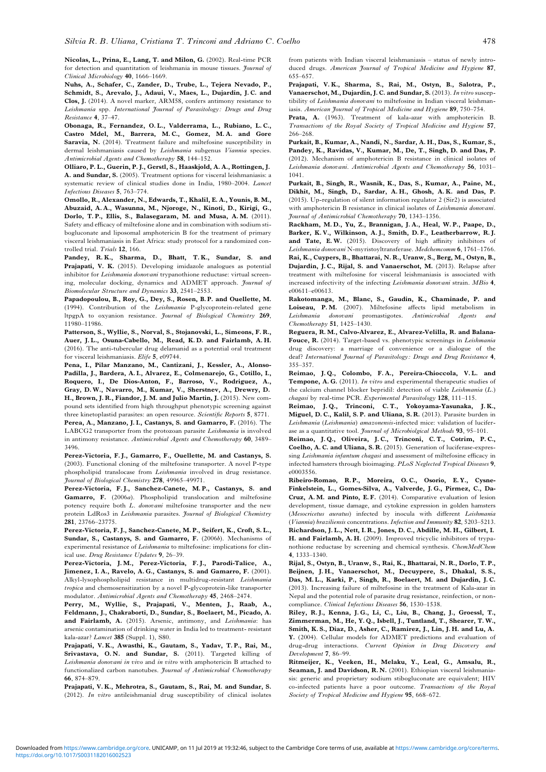**Nicolas, L., Prina, E., Lang, T. and Milon, G.** (2002). Real-time PCR for detection and quantitation of leishmania in mouse tissues. *Journal of Clinical Microbiology* **40**, 1666–1669.

**Nuhs, A., Schafer, C., Zander, D., Trube, L., Tejera Nevado, P., Schmidt, S., Arevalo, J., Adaui, V., Maes, L., Dujardin, J. C. and Clos, J.** (2014). A novel marker, ARM58, confers antimony resistance to *Leishmania* spp. *International Journal of Parasitology: Drugs and Drug Resistance* **4**, 37–47.

**Obonaga, R., Fernandez, O. L., Valderrama, L., Rubiano, L. C., Castro Mdel, M., Barrera, M. C., Gomez, M. A. and Gore Saravia, N.** (2014). Treatment failure and miltefosine susceptibility in dermal leishmaniasis caused by *Leishmania* subgenus *Viannia* species. *Antimicrobial Agents and Chemotherapy* **58**, 144–152.

**Olliaro, P. L., Guerin, P. J., Gerstl, S., Haaskjold, A. A., Rottingen, J. A. and Sundar, S.** (2005). Treatment options for visceral leishmaniasis: a systematic review of clinical studies done in India, 1980–2004. *Lancet Infectious Diseases* **5**, 763–774.

**Omollo, R., Alexander, N., Edwards, T., Khalil, E. A., Younis, B. M., Abuzaid, A. A., Wasunna, M., Njoroge, N., Kinoti, D., Kirigi, G., Dorlo, T. P., Ellis, S., Balasegaram, M. and Musa, A. M.** (2011). Safety and efficacy of miltefosine alone and in combination with sodium stibogluconate and liposomal amphotericin B for the treatment of primary visceral leishmaniasis in East Africa: study protocol for a randomized controlled trial. *Trials* **12**, 166.

**Pandey, R. K., Sharma, D., Bhatt, T. K., Sundar, S. and Prajapati, V. K.** (2015). Developing imidazole analogues as potential inhibitor for *Leishmania donovani* trypanothione reductase: virtual screening, molecular docking, dynamics and ADMET approach. *Journal of Biomolecular Structure and Dynamics* **33**, 2541–2553.

**Papadopoulou, B., Roy, G., Dey, S., Rosen, B. P. and Ouellette, M.** (1994). Contribution of the *Leishmania* P-glycoprotein-related gene ltpgpA to oxyanion resistance. *Journal of Biological Chemistry* **269**, 11980–11986.

**Patterson, S., Wyllie, S., Norval, S., Stojanovski, L., Simeons, F. R., Auer, J. L., Osuna-Cabello, M., Read, K. D. and Fairlamb, A. H.** (2016). The anti-tubercular drug delamanid as a potential oral treatment for visceral leishmaniasis. *Elife* **5**, e09744.

**Pena, I., Pilar Manzano, M., Cantizani, J., Kessler, A., Alonso-Padilla, J., Bardera, A. I., Alvarez, E., Colmenarejo, G., Cotillo, I., Roquero, I., De Dios-Anton, F., Barroso, V., Rodriguez, A., Gray, D. W., Navarro, M., Kumar, V., Sherstnev, A., Drewry, D. H., Brown, J. R., Fiandor, J. M. and Julio Martin, J.** (2015). New compound sets identified from high throughput phenotypic screening against three kinetoplastid parasites: an open resource. *Scientific Reports* **5**, 8771.

**Perea, A., Manzano, J. I., Castanys, S. and Gamarro, F.** (2016). The LABCG2 transporter from the protozoan parasite *Leishmania* is involved in antimony resistance. *Antimicrobial Agents and Chemotherapy* **60**, 3489–3496.

**Perez-Victoria, F. J., Gamarro, F., Ouellette, M. and Castanys, S.** (2003). Functional cloning of the miltefosine transporter. A novel P-type phospholipid translocase from *Leishmania* involved in drug resistance. *Journal of Biological Chemistry* **278**, 49965–49971.

**Perez-Victoria, F. J., Sanchez-Canete, M. P., Castanys, S. and Gamarro, F.** (2006*a*). Phospholipid translocation and miltefosine potency require both *L. donovani* miltefosine transporter and the new protein LdRos3 in *Leishmania* parasites. *Journal of Biological Chemistry* **281**, 23766–23775.

**Perez-Victoria, F. J., Sanchez-Canete, M. P., Seifert, K., Croft, S. L., Sundar, S., Castanys, S. and Gamarro, F.** (2006*b*). Mechanisms of experimental resistance of *Leishmania* to miltefosine: implications for clinical use. *Drug Resistance Updates* **9**, 26–39.

**Perez-Victoria, J. M., Perez-Victoria, F. J., Parodi-Talice, A., Jimenez, I. A., Ravelo, A. G., Castanys, S. and Gamarro, F.** (2001). Alkyl-lysophospholipid resistance in multidrug-resistant *Leishmania tropica* and chemosensitization by a novel P-glycoprotein-like transporter modulator. *Antimicrobial Agents and Chemotherapy* **45**, 2468–2474.

**Perry, M., Wyllie, S., Prajapati, V., Menten, J., Raab, A., Feldmann, J., Chakraborti, D., Sundar, S., Boelaert, M., Picado, A. and Fairlamb, A.** (2015). Arsenic, antimony, and *Leishmania*: has arsenic contamination of drinking water in India led to treatment- resistant kala-azar? *Lancet* **385** (Suppl. 1), S80.

**Prajapati, V. K., Awasthi, K., Gautam, S., Yadav, T. P., Rai, M., Srivastava, O. N. and Sundar, S.** (2011). Targeted killing of *Leishmania donovani in vivo* and *in vitro* with amphotericin B attached to functionalized carbon nanotubes. *Journal of Antimicrobial Chemotherapy* **66**, 874–879.

**Prajapati, V. K., Mehrotra, S., Gautam, S., Rai, M. and Sundar, S.** (2012). *In vitro* antileishmanial drug susceptibility of clinical isolates from patients with Indian visceral leishmaniasis – status of newly introduced drugs. *American Journal of Tropical Medicine and Hygiene* **87**, 655–657.

**Prajapati, V. K., Sharma, S., Rai, M., Ostyn, B., Salotra, P., Vanaerschot, M., Dujardin, J. C. and Sundar, S.** (2013). *In vitro* susceptibility of *Leishmania donovani* to miltefosine in Indian visceral leishmaniasis. *American Journal of Tropical Medicine and Hygiene* **89**, 750–754.

**Prata, A.** (1963). Treatment of kala-azar with amphotericin B. *Transactions of the Royal Society of Tropical Medicine and Hygiene* **57**, 266–268.

**Purkait, B., Kumar, A., Nandi, N., Sardar, A. H., Das, S., Kumar, S., Pandey, K., Ravidas, V., Kumar, M., De, T., Singh, D. and Das, P.** (2012). Mechanism of amphotericin B resistance in clinical isolates of *Leishmania donovani*. *Antimicrobial Agents and Chemotherapy* **56**, 1031–1041.

**Purkait, B., Singh, R., Wasnik, K., Das, S., Kumar, A., Paine, M., Dikhit, M., Singh, D., Sardar, A. H., Ghosh, A. K. and Das, P.** (2015). Up-regulation of silent information regulator 2 (Sir2) is associated with amphotericin B resistance in clinical isolates of *Leishmania donovani*. *Journal of Antimicrobial Chemotherapy* **70**, 1343–1356.

**Rackham, M. D., Yu, Z., Brannigan, J. A., Heal, W. P., Paape, D., Barker, K. V., Wilkinson, A. J., Smith, D. F., Leatherbarrow, R. J. and Tate, E. W.** (2015). Discovery of high affinity inhibitors of *Leishmania donovani* N-myristoyltransferase. *Medchemcomm* **6**, 1761–1766.

**Rai, K., Cuypers, B., Bhattarai, N. R., Uranw, S., Berg, M., Ostyn, B., Dujardin, J. C., Rijal, S. and Vanaerschot, M.** (2013). Relapse after treatment with miltefosine for visceral leishmaniasis is associated with increased infectivity of the infecting *Leishmania donovani* strain. *MBio* **4**, e00611–e00613.

**Rakotomanga, M., Blanc, S., Gaudin, K., Chaminade, P. and Loiseau, P. M.** (2007). Miltefosine affects lipid metabolism in *Leishmania donovani* promastigotes. *Antimicrobial Agents and Chemotherapy* **51**, 1425–1430.

**Reguera, R. M., Calvo-Alvarez, E., Alvarez-Velilla, R. and Balana-Fouce, R.** (2014). Target-based vs. phenotypic screenings in *Leishmania* drug discovery: a marriage of convenience or a dialogue of the deaf? *International Journal of Parasitology: Drugs and Drug Resistance* **4**, 355–357.

**Reimao, J. Q., Colombo, F. A., Pereira-Chioccola, V. L. and Tempone, A. G.** (2011). *In vitro* and experimental therapeutic studies of the calcium channel blocker bepridil: detection of viable *Leishmania* (*L.*) *chagasi* by real-time PCR. *Experimental Parasitology* **128**, 111–115.

**Reimao, J. Q., Trinconi, C. T., Yokoyama-Yasunaka, J. K., Miguel, D. C., Kalil, S. P. and Uliana, S. R.** (2013). Parasite burden in *Leishmania* (*Leishmania*) *amazonensis*-infected mice: validation of luciferase as a quantitative tool. *Journal of Microbiolgical Methods* **93**, 95–101.

**Reimao, J. Q., Oliveira, J. C., Trinconi, C. T., Cotrim, P. C., Coelho, A. C. and Uliana, S. R.** (2015). Generation of luciferase-expressing *Leishmania infantum chagasi* and assessment of miltefosine efficacy in infected hamsters through bioimaging. *PLoS Neglected Tropical Diseases* **9**, e0003556.

**Ribeiro-Romao, R. P., Moreira, O. C., Osorio, E. Y., Cysne-Finkelstein, L., Gomes-Silva, A., Valverde, J. G., Pirmez, C., Da-Cruz, A. M. and Pinto, E. F.** (2014). Comparative evaluation of lesion development, tissue damage, and cytokine expression in golden hamsters (*Mesocricetus auratus*) infected by inocula with different *Leishmania* (*Viannia*) *braziliensis* concentrations. *Infection and Immunity* **82**, 5203–5213.

**Richardson, J. L., Nett, I. R., Jones, D. C., Abdille, M. H., Gilbert, I. H. and Fairlamb, A. H.** (2009). Improved tricyclic inhibitors of trypanothione reductase by screening and chemical synthesis. *ChemMedChem* **4**, 1333–1340.

**Rijal, S., Ostyn, B., Uranw, S., Rai, K., Bhattarai, N. R., Dorlo, T. P., Beijnen, J. H., Vanaerschot, M., Decuypere, S., Dhakal, S. S., Das, M. L., Karki, P., Singh, R., Boelaert, M. and Dujardin, J. C.** (2013). Increasing failure of miltefosine in the treatment of Kala-azar in Nepal and the potential role of parasite drug resistance, reinfection, or noncompliance. *Clinical Infectious Diseases* **56**, 1530–1538.

**Riley, R. J., Kenna, J. G., Li, C., Liu, B., Chang, J., Groessl, T., Zimmerman, M., He, Y. Q., Isbell, J., Tuntland, T., Shearer, T. W., Smith, K. S., Diaz, D., Asher, C., Ramirez, J., Lin, J. H. and Lu, A. Y.** (2004). Cellular models for ADMET predictions and evaluation of drug-drug interactions. *Current Opinion in Drug Discovery and Development* **7**, 86–99.

**Ritmeijer, K., Veeken, H., Melaku, Y., Leal, G., Amsalu, R., Seaman, J. and Davidson, R. N.** (2001). Ethiopian visceral leishmaniasis: generic and proprietary sodium stibogluconate are equivalent; HIV co-infected patients have a poor outcome. *Transactions of the Royal Society of Tropical Medicine and Hygiene* **95**, 668–672.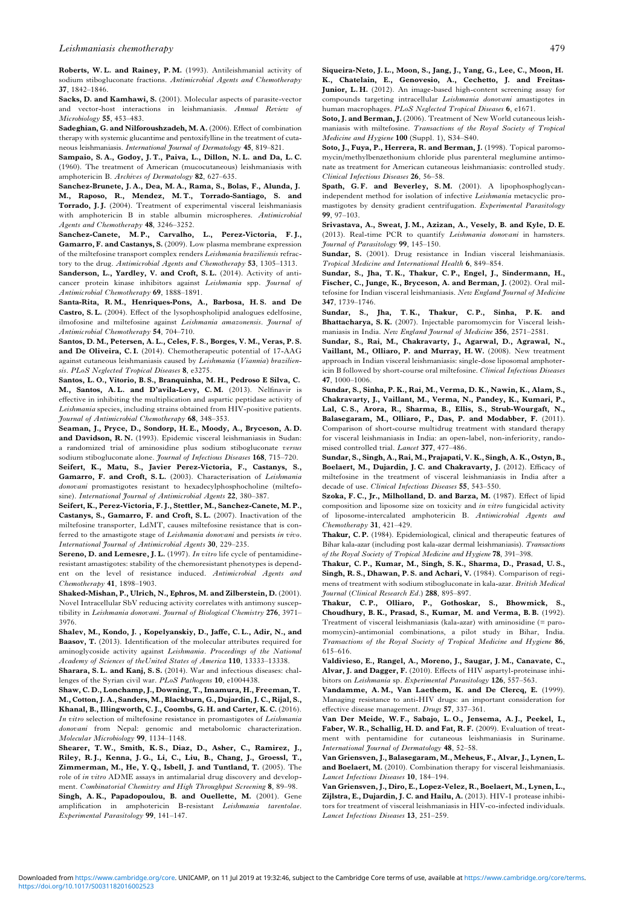**Roberts, W. L. and Rainey, P. M.** (1993). Antileishmanial activity of sodium stibogluconate fractions. *Antimicrobial Agents and Chemotherapy* **37**, 1842–1846.

**Sacks, D. and Kamhawi, S.** (2001). Molecular aspects of parasite-vector and vector-host interactions in leishmaniasis. *Annual Review of Microbiology* **55**, 453–483.

**Sadeghian, G. and Nilforoushzadeh, M. A.** (2006). Effect of combination therapy with systemic glucantime and pentoxifylline in the treatment of cutaneous leishmaniasis. *International Journal of Dermatology* **45**, 819–821.

**Sampaio, S. A., Godoy, J. T., Paiva, L., Dillon, N. L. and Da, L. C.** (1960). The treatment of American (mucocutaneous) leishmaniasis with amphotericin B. *Archives of Dermatology* **82**, 627–635.

**Sanchez-Brunete, J. A., Dea, M. A., Rama, S., Bolas, F., Alunda, J. M., Raposo, R., Mendez, M. T., Torrado-Santiago, S. and Torrado, J. J.** (2004). Treatment of experimental visceral leishmaniasis with amphotericin B in stable albumin microspheres. *Antimicrobial Agents and Chemotherapy* **48**, 3246–3252.

**Sanchez-Canete, M. P., Carvalho, L., Perez-Victoria, F. J., Gamarro, F. and Castanys, S.** (2009). Low plasma membrane expression of the miltefosine transport complex renders *Leishmania braziliensis* refractory to the drug. *Antimicrobial Agents and Chemotherapy* **53**, 1305–1313.

**Sanderson, L., Yardley, V. and Croft, S. L.** (2014). Activity of anticancer protein kinase inhibitors against *Leishmania* spp. *Journal of Antimicrobial Chemotherapy* **69**, 1888–1891.

**Santa-Rita, R. M., Henriques-Pons, A., Barbosa, H. S. and De Castro, S. L.** (2004). Effect of the lysophospholipid analogues edelfosine, ilmofosine and miltefosine against *Leishmania amazonensis*. *Journal of Antimicrobial Chemotherapy* **54**, 704–710.

**Santos, D. M., Petersen, A. L., Celes, F. S., Borges, V. M., Veras, P. S. and De Oliveira, C. I.** (2014). Chemotherapeutic potential of 17-AAG against cutaneous leishmaniasis caused by *Leishmania* (*Viannia*) *braziliensis*. *PLoS Neglected Tropical Diseases* **8**, e3275.

**Santos, L. O., Vitorio, B. S., Branquinha, M. H., Pedroso E Silva, C. M., Santos, A. L. and D'avila-Levy, C. M.** (2013). Nelfinavir is effective in inhibiting the multiplication and aspartic peptidase activity of *Leishmania* species, including strains obtained from HIV-positive patients. *Journal of Antimicrobial Chemotherapy* **68**, 348–353.

**Seaman, J., Pryce, D., Sondorp, H. E., Moody, A., Bryceson, A. D. and Davidson, R. N.** (1993). Epidemic visceral leishmaniasis in Sudan: a randomized trial of aminosidine plus sodium stibogluconate *versus* sodium stibogluconate alone. *Journal of Infectious Diseases* **168**, 715–720.

**Seifert, K., Matu, S., Javier Perez-Victoria, F., Castanys, S., Gamarro, F. and Croft, S. L.** (2003). Characterisation of *Leishmania donovani* promastigotes resistant to hexadecylphosphocholine (miltefosine). *International Journal of Antimicrobial Agents* **22**, 380–387.

**Seifert, K., Perez-Victoria, F. J., Stettler, M., Sanchez-Canete, M. P., Castanys, S., Gamarro, F. and Croft, S. L.** (2007). Inactivation of the miltefosine transporter, LdMT, causes miltefosine resistance that is conferred to the amastigote stage of *Leishmania donovani* and persists *in vivo*. *International Journal of Antimicrobial Agents* **30**, 229–235.

**Sereno, D. and Lemesre, J. L.** (1997). *In vitro* life cycle of pentamidine-resistant amastigotes: stability of the chemoresistant phenotypes is dependent on the level of resistance induced. *Antimicrobial Agents and Chemotherapy* **41**, 1898–1903.

**Shaked-Mishan, P., Ulrich, N., Ephros, M. and Zilberstein, D.** (2001). Novel Intracellular SbV reducing activity correlates with antimony susceptibility in *Leishmania donovani*. *Journal of Biological Chemistry* **276**, 3971–3976.

**Shalev, M., Kondo, J. , Kopelyanskiy, D., Jaffe, C. L., Adir, N., and Baasov, T.** (2013). Identification of the molecular attributes required for aminoglycoside activity against *Leishmania*. *Proceedings of the National Academy of Sciences of theUnited States of America* **110**, 13333–13338.

**Sharara, S. L. and Kanj, S. S.** (2014). War and infectious diseases: challenges of the Syrian civil war. *PLoS Pathogens* **10**, e1004438.

**Shaw, C. D., Lonchamp, J., Downing, T., Imamura, H., Freeman, T. M., Cotton, J. A., Sanders, M., Blackburn, G., Dujardin, J. C., Rijal, S., Khanal, B., Illingworth, C. J., Coombs, G. H. and Carter, K. C.** (2016). *In vitro* selection of miltefosine resistance in promastigotes of *Leishmania donovani* from Nepal: genomic and metabolomic characterization. *Molecular Microbiology* **99**, 1134–1148.

**Shearer, T. W., Smith, K. S., Diaz, D., Asher, C., Ramirez, J., Riley, R. J., Kenna, J. G., Li, C., Liu, B., Chang, J., Groessl, T., Zimmerman, M., He, Y. Q., Isbell, J. and Tuntland, T.** (2005). The role of *in vitro* ADME assays in antimalarial drug discovery and development. *Combinatorial Chemistry and High Throughput Screening* **8**, 89–98.

**Singh, A. K., Papadopoulou, B. and Ouellette, M.** (2001). Gene amplification in amphotericin B-resistant *Leishmania tarentolae*. *Experimental Parasitology* **99**, 141–147.

**Siqueira-Neto, J. L., Moon, S., Jang, J., Yang, G., Lee, C., Moon, H. K., Chatelain, E., Genovesio, A., Cechetto, J. and Freitas-Junior, L. H.** (2012). An image-based high-content screening assay for compounds targeting intracellular *Leishmania donovani* amastigotes in human macrophages. *PLoS Neglected Tropical Diseases* **6**, e1671.

**Soto, J. and Berman, J.** (2006). Treatment of New World cutaneous leishmaniasis with miltefosine. *Transactions of the Royal Society of Tropical Medicine and Hygiene* **100** (Suppl. 1), S34–S40.

**Soto, J., Fuya, P., Herrera, R. and Berman, J.** (1998). Topical paromomycin/methylbenzethonium chloride plus parenteral meglumine antimonate as treatment for American cutaneous leishmaniasis: controlled study. *Clinical Infectious Diseases* **26**, 56–58.

**Spath, G. F. and Beverley, S. M.** (2001). A lipophosphoglycan-independent method for isolation of infective *Leishmania* metacyclic promastigotes by density gradient centrifugation. *Experimental Parasitology* **99**, 97–103.

**Srivastava, A., Sweat, J. M., Azizan, A., Vesely, B. and Kyle, D. E.** (2013). Real-time PCR to quantify *Leishmania donovani* in hamsters. *Journal of Parasitology* **99**, 145–150.

**Sundar, S.** (2001). Drug resistance in Indian visceral leishmaniasis. *Tropical Medicine and International Health* **6**, 849–854.

**Sundar, S., Jha, T. K., Thakur, C. P., Engel, J., Sindermann, H., Fischer, C., Junge, K., Bryceson, A. and Berman, J.** (2002). Oral miltefosine for Indian visceral leishmaniasis. *New England Journal of Medicine* **347**, 1739–1746.

**Sundar, S., Jha, T. K., Thakur, C. P., Sinha, P. K. and Bhattacharya, S. K.** (2007). Injectable paromomycin for Visceral leishmaniasis in India. *New England Journal of Medicine* **356**, 2571–2581.

**Sundar, S., Rai, M., Chakravarty, J., Agarwal, D., Agrawal, N., Vaillant, M., Olliaro, P. and Murray, H. W.** (2008). New treatment approach in Indian visceral leishmaniasis: single-dose liposomal amphotericin B followed by short-course oral miltefosine. *Clinical Infectious Diseases* **47**, 1000–1006.

**Sundar, S., Sinha, P. K., Rai, M., Verma, D. K., Nawin, K., Alam, S., Chakravarty, J., Vaillant, M., Verma, N., Pandey, K., Kumari, P., Lal, C. S., Arora, R., Sharma, B., Ellis, S., Strub-Wourgaft, N., Balasegaram, M., Olliaro, P., Das, P. and Modabber, F.** (2011). Comparison of short-course multidrug treatment with standard therapy for visceral leishmaniasis in India: an open-label, non-inferiority, randomised controlled trial. *Lancet* **377**, 477–486.

**Sundar, S., Singh, A., Rai, M., Prajapati, V. K., Singh, A. K., Ostyn, B., Boelaert, M., Dujardin, J. C. and Chakravarty, J.** (2012). Efficacy of miltefosine in the treatment of visceral leishmaniasis in India after a decade of use. *Clinical Infectious Diseases* **55**, 543–550.

**Szoka, F. C., Jr., Milholland, D. and Barza, M.** (1987). Effect of lipid composition and liposome size on toxicity and *in vitro* fungicidal activity of liposome-intercalated amphotericin B. *Antimicrobial Agents and Chemotherapy* **31**, 421–429.

**Thakur, C. P.** (1984). Epidemiological, clinical and therapeutic features of Bihar kala-azar (including post kala-azar dermal leishmaniasis). *Transactions of the Royal Society of Tropical Medicine and Hygiene* **78**, 391–398.

**Thakur, C. P., Kumar, M., Singh, S. K., Sharma, D., Prasad, U. S., Singh, R. S., Dhawan, P. S. and Achari, V.** (1984). Comparison of regimens of treatment with sodium stibogluconate in kala-azar. *British Medical Journal* (*Clinical Research Ed.*) **288**, 895–897.

**Thakur, C. P., Olliaro, P., Gothoskar, S., Bhowmick, S., Choudhury, B. K., Prasad, S., Kumar, M. and Verma, B. B.** (1992). Treatment of visceral leishmaniasis (kala-azar) with aminosidine (= paromomycin)-antimonial combinations, a pilot study in Bihar, India. *Transactions of the Royal Society of Tropical Medicine and Hygiene* **86**, 615–616.

**Valdivieso, E., Rangel, A., Moreno, J., Saugar, J. M., Canavate, C., Alvar, J. and Dagger, F.** (2010). Effects of HIV aspartyl-proteinase inhibitors on *Leishmania* sp. *Experimental Parasitology* **126**, 557–563.

**Vandamme, A. M., Van Laethem, K. and De Clercq, E.** (1999). Managing resistance to anti-HIV drugs: an important consideration for effective disease management. *Drugs* **57**, 337–361.

**Van Der Meide, W. F., Sabajo, L. O., Jensema, A. J., Peekel, I., Faber, W. R., Schallig, H. D. and Fat, R. F.** (2009). Evaluation of treatment with pentamidine for cutaneous leishmaniasis in Suriname. *International Journal of Dermatology* **48**, 52–58.

**Van Griensven, J., Balasegaram, M., Meheus, F., Alvar, J., Lynen, L. and Boelaert, M.** (2010). Combination therapy for visceral leishmaniasis. *Lancet Infectious Diseases* **10**, 184–194.

**Van Griensven, J., Diro, E., Lopez-Velez, R., Boelaert, M., Lynen, L., Zijlstra, E., Dujardin, J. C. and Hailu, A.** (2013). HIV-1 protease inhibitors for treatment of visceral leishmaniasis in HIV-co-infected individuals. *Lancet Infectious Diseases* **13**, 251–259.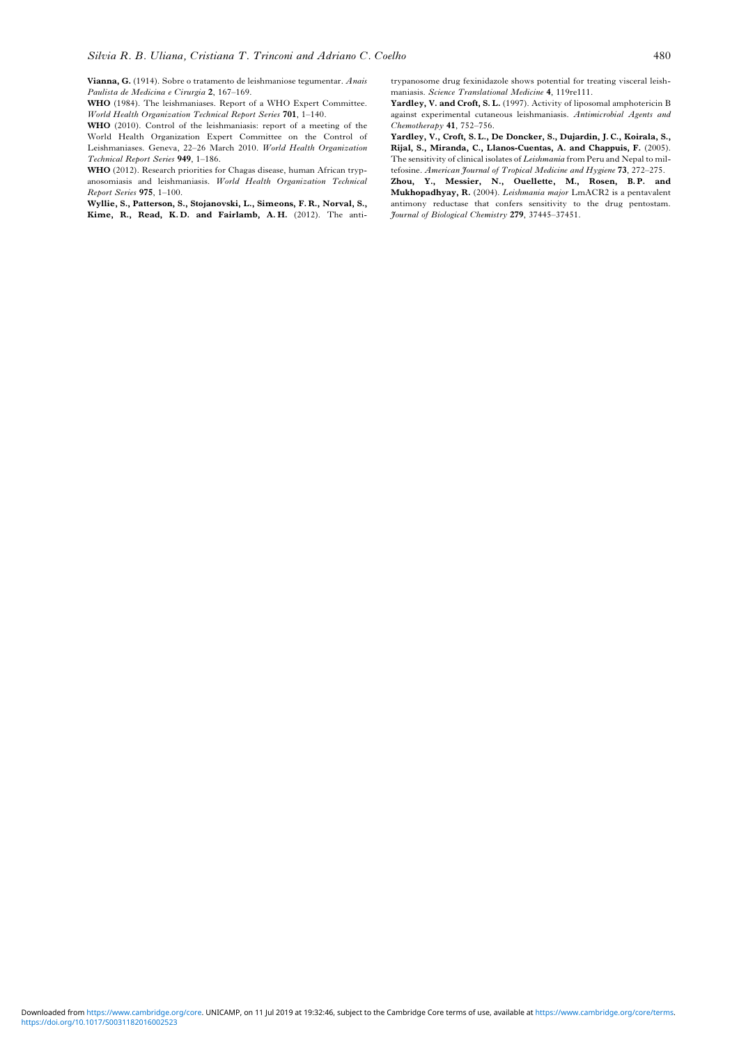**Vianna, G.** (1914). Sobre o tratamento de leishmaniose tegumentar. *Anais Paulista de Medicina e Cirurgia* **2**, 167–169.

**WHO** (1984). The leishmaniases. Report of a WHO Expert Committee. *World Health Organization Technical Report Series* **701**, 1–140.

**WHO** (2010). Control of the leishmaniasis: report of a meeting of the World Health Organization Expert Committee on the Control of Leishmaniases. Geneva, 22–26 March 2010. *World Health Organization Technical Report Series* **949**, 1–186.

**WHO** (2012). Research priorities for Chagas disease, human African trypanosomiasis and leishmaniasis. *World Health Organization Technical Report Series* **975**, 1–100.

**Wyllie, S., Patterson, S., Stojanovski, L., Simeons, F. R., Norval, S., Kime, R., Read, K. D. and Fairlamb, A. H.** (2012). The anti-trypanosome drug fexinidazole shows potential for treating visceral leishmaniasis. *Science Translational Medicine* **4**, 119re111.

**Yardley, V. and Croft, S. L.** (1997). Activity of liposomal amphotericin B against experimental cutaneous leishmaniasis. *Antimicrobial Agents and Chemotherapy* **41**, 752–756.

**Yardley, V., Croft, S. L., De Doncker, S., Dujardin, J. C., Koirala, S., Rijal, S., Miranda, C., Llanos-Cuentas, A. and Chappuis, F.** (2005). The sensitivity of clinical isolates of *Leishmania* from Peru and Nepal to miltefosine. *American Journal of Tropical Medicine and Hygiene* **73**, 272–275.

**Zhou, Y., Messier, N., Ouellette, M., Rosen, B. P. and Mukhopadhyay, R.** (2004). *Leishmania major* LmACR2 is a pentavalent antimony reductase that confers sensitivity to the drug pentostam. *Journal of Biological Chemistry* **279**, 37445–37451.